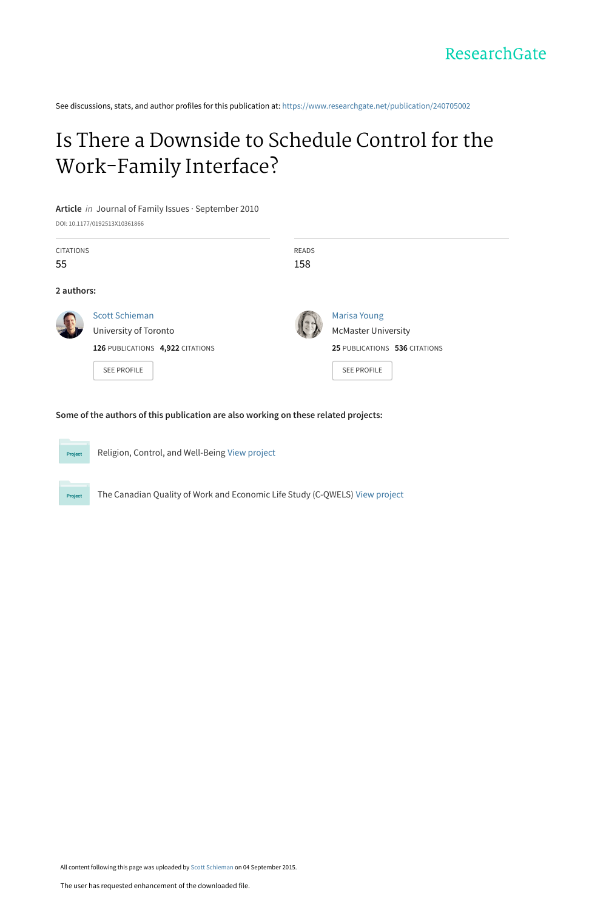ResearchGate

See discussions, stats, and author profiles for this publication at: https://www.researchgate.net/publication/240705002

# Is There a Downside to Schedule Control for the Work–Family Interface?

**Article** *in* Journal of Family Issues · September 2010

DOI: 10.1177/0192513X10361866

| CITATIONS | READS |
| --- | --- |
| 55 | 158 |

**2 authors:**

**Scott Schieman**
University of Toronto
**126** PUBLICATIONS **4,922** CITATIONS
SEE PROFILE

**Marisa Young**
McMaster University
**25** PUBLICATIONS **536** CITATIONS
SEE PROFILE

**Some of the authors of this publication are also working on these related projects:**

Project: Religion, Control, and Well-Being View project

Project: The Canadian Quality of Work and Economic Life Study (C-QWELS) View project

All content following this page was uploaded by Scott Schieman on 04 September 2015.

The user has requested enhancement of the downloaded file.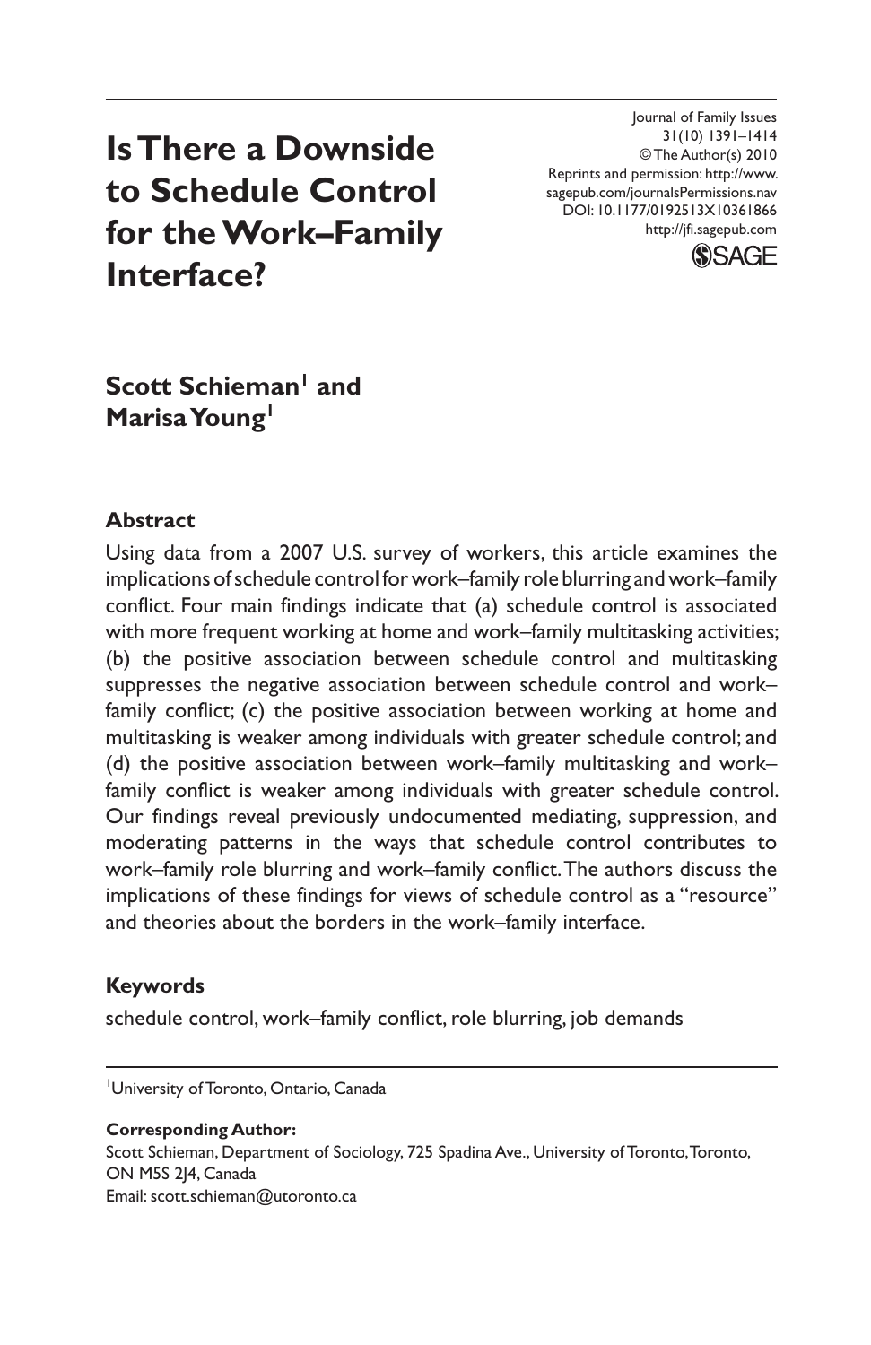# Is There a Downside to Schedule Control for the Work–Family Interface?

Journal of Family Issues
31(10) 1391–1414
© The Author(s) 2010
Reprints and permission: http://www.sagepub.com/journalsPermissions.nav
DOI: 10.1177/0192513X10361866
http://jfi.sagepub.com

**Scott Schieman[1] and Marisa Young[1]**

## Abstract

Using data from a 2007 U.S. survey of workers, this article examines the implications of schedule control for work–family role blurring and work–family conflict. Four main findings indicate that (a) schedule control is associated with more frequent working at home and work–family multitasking activities; (b) the positive association between schedule control and multitasking suppresses the negative association between schedule control and work–family conflict; (c) the positive association between working at home and multitasking is weaker among individuals with greater schedule control; and (d) the positive association between work–family multitasking and work–family conflict is weaker among individuals with greater schedule control. Our findings reveal previously undocumented mediating, suppression, and moderating patterns in the ways that schedule control contributes to work–family role blurring and work–family conflict. The authors discuss the implications of these findings for views of schedule control as a "resource" and theories about the borders in the work–family interface.

## Keywords

schedule control, work–family conflict, role blurring, job demands

[1]University of Toronto, Ontario, Canada

**Corresponding Author:**
Scott Schieman, Department of Sociology, 725 Spadina Ave., University of Toronto, Toronto, ON M5S 2J4, Canada
Email: scott.schieman@utoronto.ca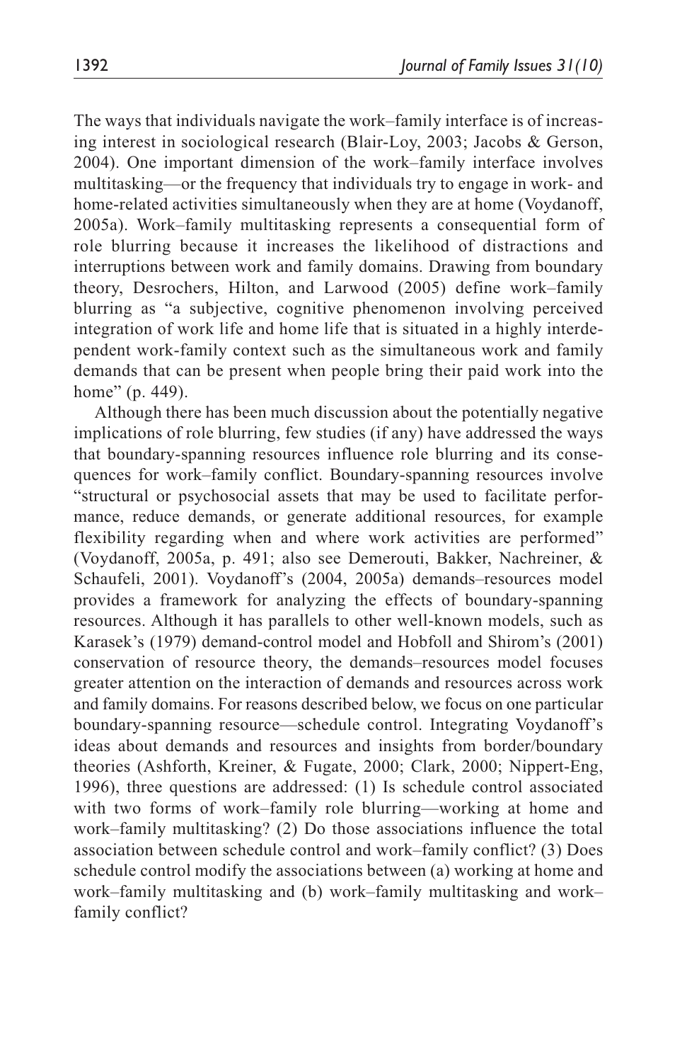The ways that individuals navigate the work–family interface is of increasing interest in sociological research (Blair-Loy, 2003; Jacobs & Gerson, 2004). One important dimension of the work–family interface involves multitasking—or the frequency that individuals try to engage in work- and home-related activities simultaneously when they are at home (Voydanoff, 2005a). Work–family multitasking represents a consequential form of role blurring because it increases the likelihood of distractions and interruptions between work and family domains. Drawing from boundary theory, Desrochers, Hilton, and Larwood (2005) define work–family blurring as "a subjective, cognitive phenomenon involving perceived integration of work life and home life that is situated in a highly interdependent work-family context such as the simultaneous work and family demands that can be present when people bring their paid work into the home" (p. 449).

Although there has been much discussion about the potentially negative implications of role blurring, few studies (if any) have addressed the ways that boundary-spanning resources influence role blurring and its consequences for work–family conflict. Boundary-spanning resources involve "structural or psychosocial assets that may be used to facilitate performance, reduce demands, or generate additional resources, for example flexibility regarding when and where work activities are performed" (Voydanoff, 2005a, p. 491; also see Demerouti, Bakker, Nachreiner, & Schaufeli, 2001). Voydanoff's (2004, 2005a) demands–resources model provides a framework for analyzing the effects of boundary-spanning resources. Although it has parallels to other well-known models, such as Karasek's (1979) demand-control model and Hobfoll and Shirom's (2001) conservation of resource theory, the demands–resources model focuses greater attention on the interaction of demands and resources across work and family domains. For reasons described below, we focus on one particular boundary-spanning resource—schedule control. Integrating Voydanoff's ideas about demands and resources and insights from border/boundary theories (Ashforth, Kreiner, & Fugate, 2000; Clark, 2000; Nippert-Eng, 1996), three questions are addressed: (1) Is schedule control associated with two forms of work–family role blurring—working at home and work–family multitasking? (2) Do those associations influence the total association between schedule control and work–family conflict? (3) Does schedule control modify the associations between (a) working at home and work–family multitasking and (b) work–family multitasking and work–family conflict?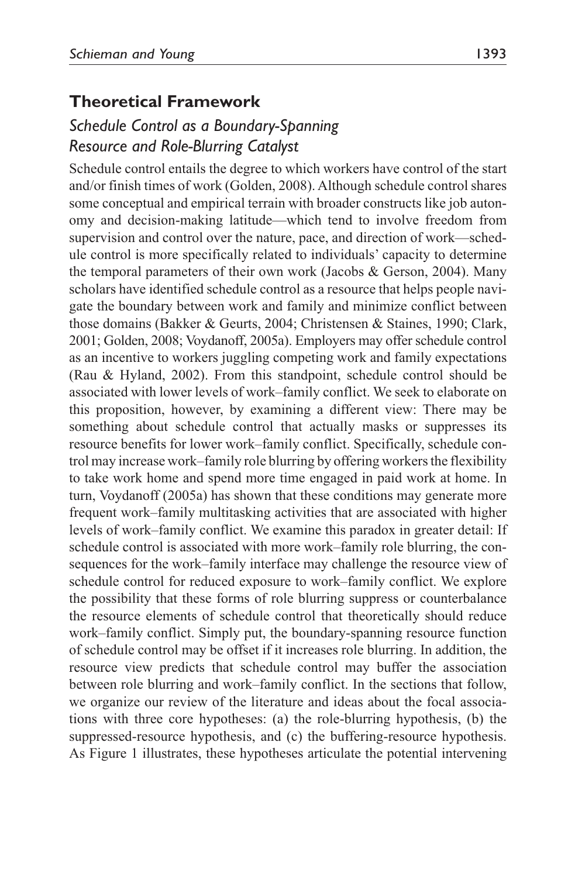## Theoretical Framework

### *Schedule Control as a Boundary-Spanning Resource and Role-Blurring Catalyst*

Schedule control entails the degree to which workers have control of the start and/or finish times of work (Golden, 2008). Although schedule control shares some conceptual and empirical terrain with broader constructs like job autonomy and decision-making latitude—which tend to involve freedom from supervision and control over the nature, pace, and direction of work—schedule control is more specifically related to individuals' capacity to determine the temporal parameters of their own work (Jacobs & Gerson, 2004). Many scholars have identified schedule control as a resource that helps people navigate the boundary between work and family and minimize conflict between those domains (Bakker & Geurts, 2004; Christensen & Staines, 1990; Clark, 2001; Golden, 2008; Voydanoff, 2005a). Employers may offer schedule control as an incentive to workers juggling competing work and family expectations (Rau & Hyland, 2002). From this standpoint, schedule control should be associated with lower levels of work–family conflict. We seek to elaborate on this proposition, however, by examining a different view: There may be something about schedule control that actually masks or suppresses its resource benefits for lower work–family conflict. Specifically, schedule control may increase work–family role blurring by offering workers the flexibility to take work home and spend more time engaged in paid work at home. In turn, Voydanoff (2005a) has shown that these conditions may generate more frequent work–family multitasking activities that are associated with higher levels of work–family conflict. We examine this paradox in greater detail: If schedule control is associated with more work–family role blurring, the consequences for the work–family interface may challenge the resource view of schedule control for reduced exposure to work–family conflict. We explore the possibility that these forms of role blurring suppress or counterbalance the resource elements of schedule control that theoretically should reduce work–family conflict. Simply put, the boundary-spanning resource function of schedule control may be offset if it increases role blurring. In addition, the resource view predicts that schedule control may buffer the association between role blurring and work–family conflict. In the sections that follow, we organize our review of the literature and ideas about the focal associations with three core hypotheses: (a) the role-blurring hypothesis, (b) the suppressed-resource hypothesis, and (c) the buffering-resource hypothesis. As Figure 1 illustrates, these hypotheses articulate the potential intervening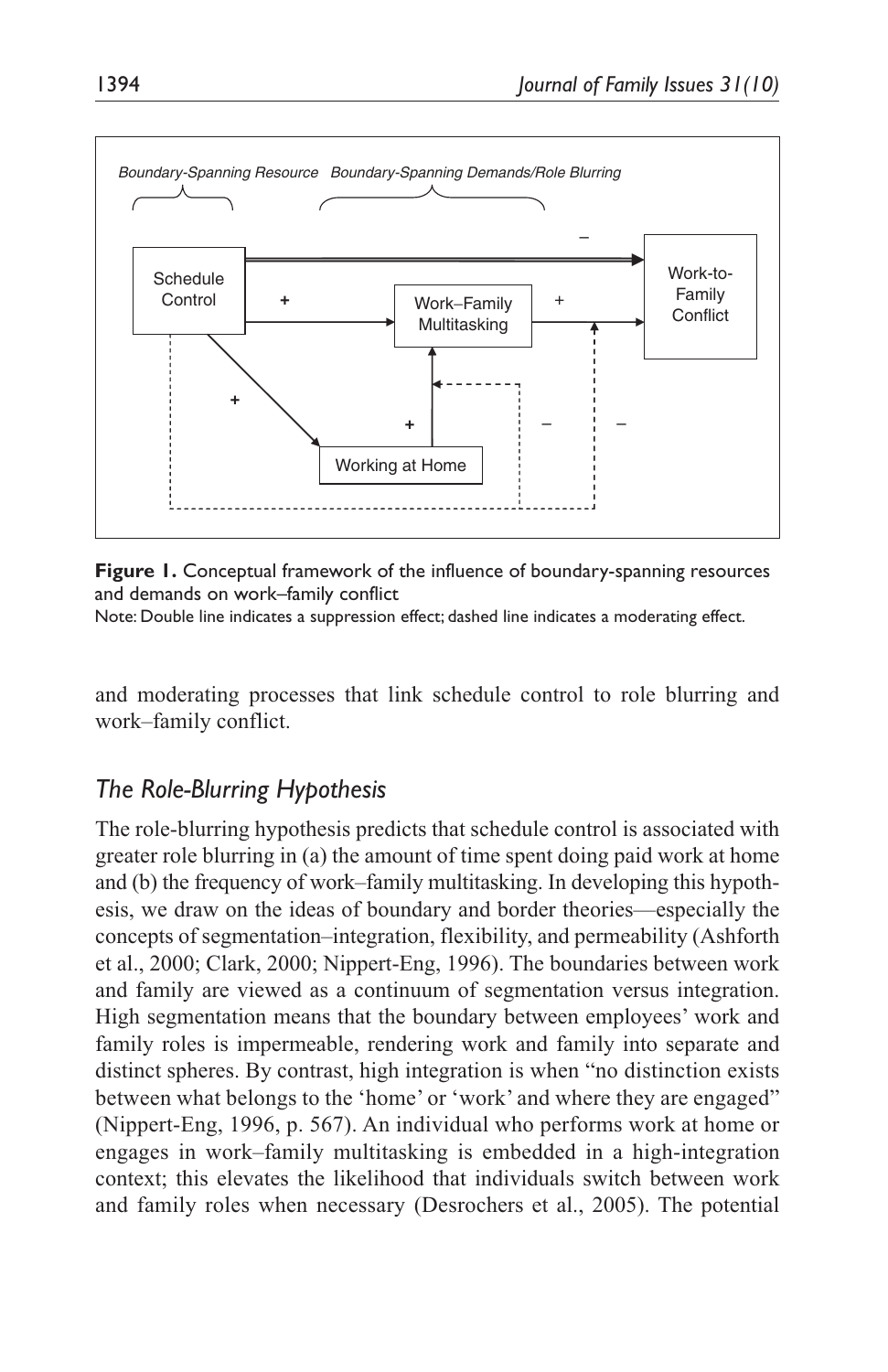**Figure 1.** Conceptual framework of the influence of boundary-spanning resources and demands on work–family conflict

Note: Double line indicates a suppression effect; dashed line indicates a moderating effect.

and moderating processes that link schedule control to role blurring and work–family conflict.

## *The Role-Blurring Hypothesis*

The role-blurring hypothesis predicts that schedule control is associated with greater role blurring in (a) the amount of time spent doing paid work at home and (b) the frequency of work–family multitasking. In developing this hypothesis, we draw on the ideas of boundary and border theories—especially the concepts of segmentation–integration, flexibility, and permeability (Ashforth et al., 2000; Clark, 2000; Nippert-Eng, 1996). The boundaries between work and family are viewed as a continuum of segmentation versus integration. High segmentation means that the boundary between employees' work and family roles is impermeable, rendering work and family into separate and distinct spheres. By contrast, high integration is when "no distinction exists between what belongs to the 'home' or 'work' and where they are engaged" (Nippert-Eng, 1996, p. 567). An individual who performs work at home or engages in work–family multitasking is embedded in a high-integration context; this elevates the likelihood that individuals switch between work and family roles when necessary (Desrochers et al., 2005). The potential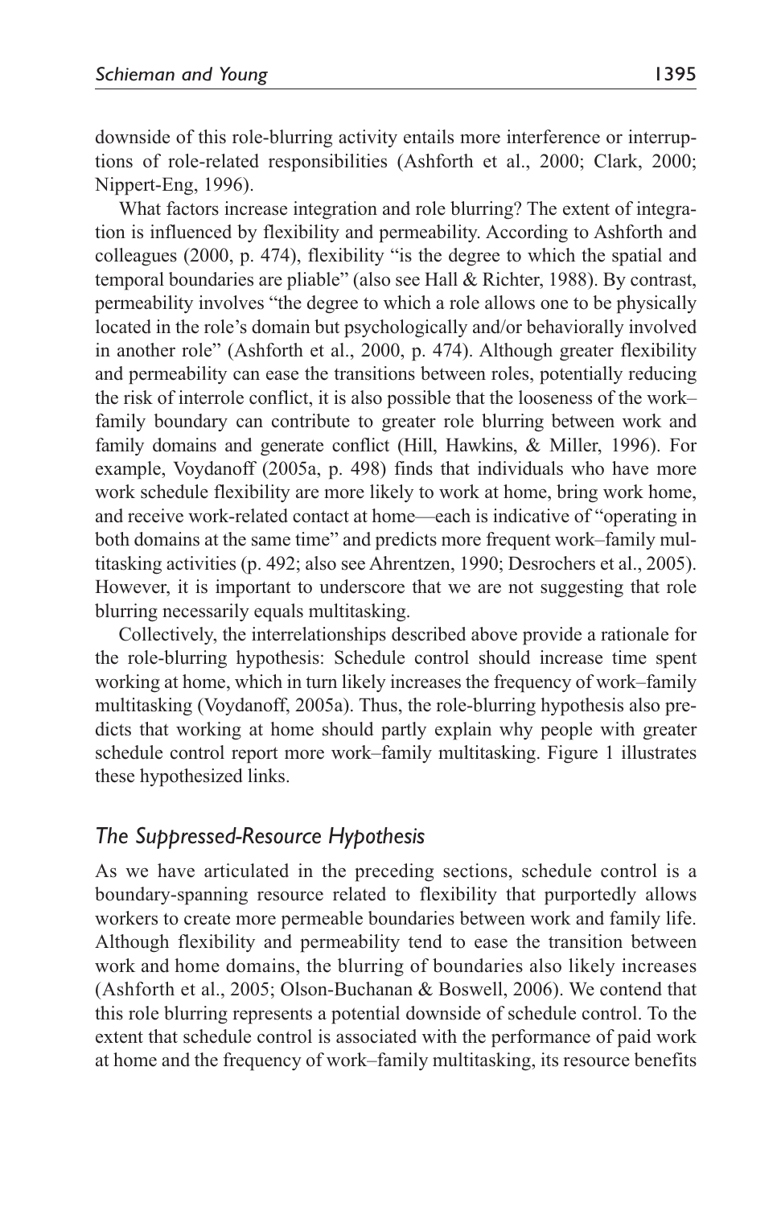downside of this role-blurring activity entails more interference or interruptions of role-related responsibilities (Ashforth et al., 2000; Clark, 2000; Nippert-Eng, 1996).

What factors increase integration and role blurring? The extent of integration is influenced by flexibility and permeability. According to Ashforth and colleagues (2000, p. 474), flexibility "is the degree to which the spatial and temporal boundaries are pliable" (also see Hall & Richter, 1988). By contrast, permeability involves "the degree to which a role allows one to be physically located in the role's domain but psychologically and/or behaviorally involved in another role" (Ashforth et al., 2000, p. 474). Although greater flexibility and permeability can ease the transitions between roles, potentially reducing the risk of interrole conflict, it is also possible that the looseness of the work–family boundary can contribute to greater role blurring between work and family domains and generate conflict (Hill, Hawkins, & Miller, 1996). For example, Voydanoff (2005a, p. 498) finds that individuals who have more work schedule flexibility are more likely to work at home, bring work home, and receive work-related contact at home—each is indicative of "operating in both domains at the same time" and predicts more frequent work–family multitasking activities (p. 492; also see Ahrentzen, 1990; Desrochers et al., 2005). However, it is important to underscore that we are not suggesting that role blurring necessarily equals multitasking.

Collectively, the interrelationships described above provide a rationale for the role-blurring hypothesis: Schedule control should increase time spent working at home, which in turn likely increases the frequency of work–family multitasking (Voydanoff, 2005a). Thus, the role-blurring hypothesis also predicts that working at home should partly explain why people with greater schedule control report more work–family multitasking. Figure 1 illustrates these hypothesized links.

## *The Suppressed-Resource Hypothesis*

As we have articulated in the preceding sections, schedule control is a boundary-spanning resource related to flexibility that purportedly allows workers to create more permeable boundaries between work and family life. Although flexibility and permeability tend to ease the transition between work and home domains, the blurring of boundaries also likely increases (Ashforth et al., 2005; Olson-Buchanan & Boswell, 2006). We contend that this role blurring represents a potential downside of schedule control. To the extent that schedule control is associated with the performance of paid work at home and the frequency of work–family multitasking, its resource benefits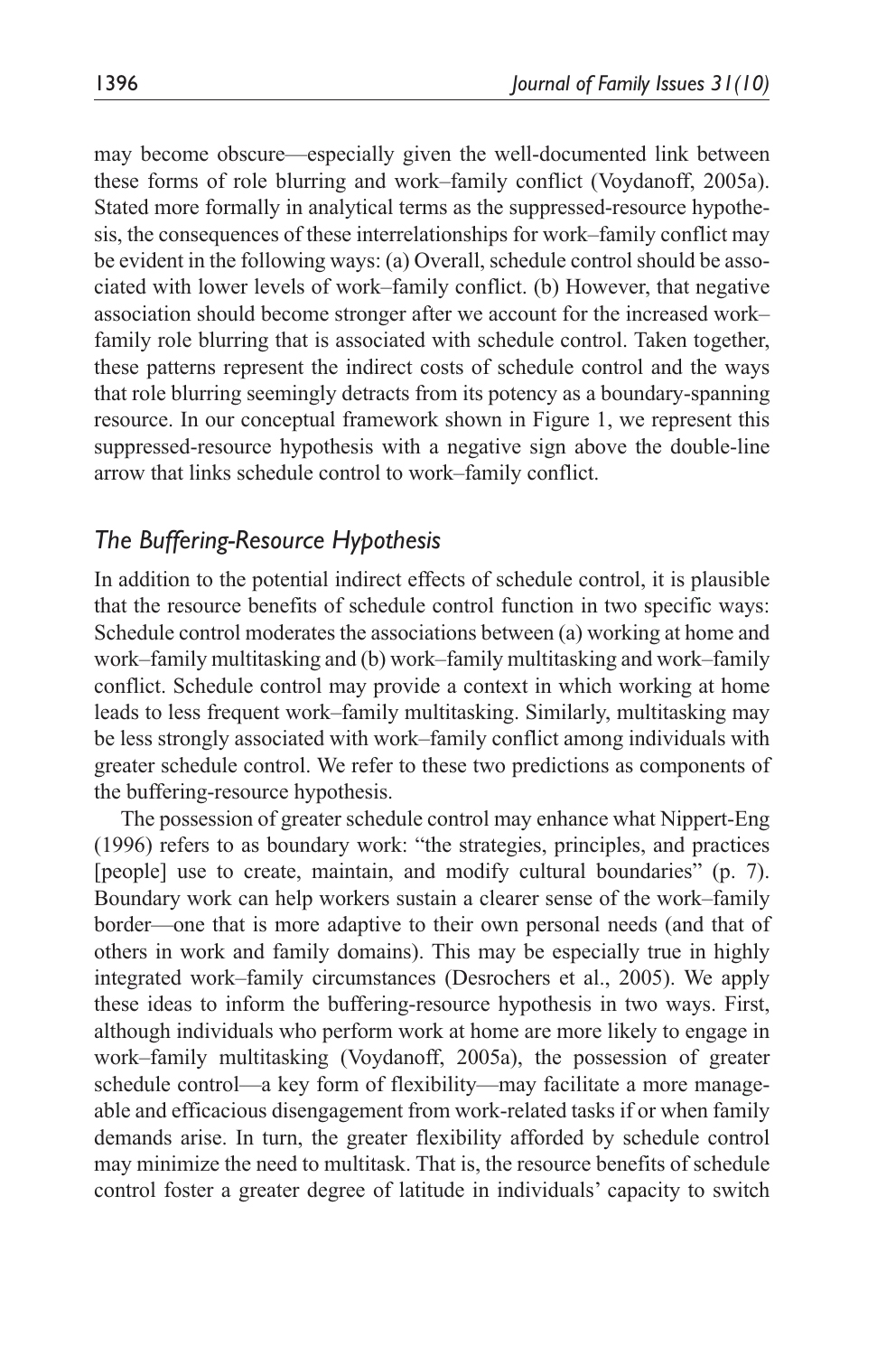may become obscure—especially given the well-documented link between these forms of role blurring and work–family conflict (Voydanoff, 2005a). Stated more formally in analytical terms as the suppressed-resource hypothesis, the consequences of these interrelationships for work–family conflict may be evident in the following ways: (a) Overall, schedule control should be associated with lower levels of work–family conflict. (b) However, that negative association should become stronger after we account for the increased work–family role blurring that is associated with schedule control. Taken together, these patterns represent the indirect costs of schedule control and the ways that role blurring seemingly detracts from its potency as a boundary-spanning resource. In our conceptual framework shown in Figure 1, we represent this suppressed-resource hypothesis with a negative sign above the double-line arrow that links schedule control to work–family conflict.

## *The Buffering-Resource Hypothesis*

In addition to the potential indirect effects of schedule control, it is plausible that the resource benefits of schedule control function in two specific ways: Schedule control moderates the associations between (a) working at home and work–family multitasking and (b) work–family multitasking and work–family conflict. Schedule control may provide a context in which working at home leads to less frequent work–family multitasking. Similarly, multitasking may be less strongly associated with work–family conflict among individuals with greater schedule control. We refer to these two predictions as components of the buffering-resource hypothesis.

The possession of greater schedule control may enhance what Nippert-Eng (1996) refers to as boundary work: "the strategies, principles, and practices [people] use to create, maintain, and modify cultural boundaries" (p. 7). Boundary work can help workers sustain a clearer sense of the work–family border—one that is more adaptive to their own personal needs (and that of others in work and family domains). This may be especially true in highly integrated work–family circumstances (Desrochers et al., 2005). We apply these ideas to inform the buffering-resource hypothesis in two ways. First, although individuals who perform work at home are more likely to engage in work–family multitasking (Voydanoff, 2005a), the possession of greater schedule control—a key form of flexibility—may facilitate a more manageable and efficacious disengagement from work-related tasks if or when family demands arise. In turn, the greater flexibility afforded by schedule control may minimize the need to multitask. That is, the resource benefits of schedule control foster a greater degree of latitude in individuals' capacity to switch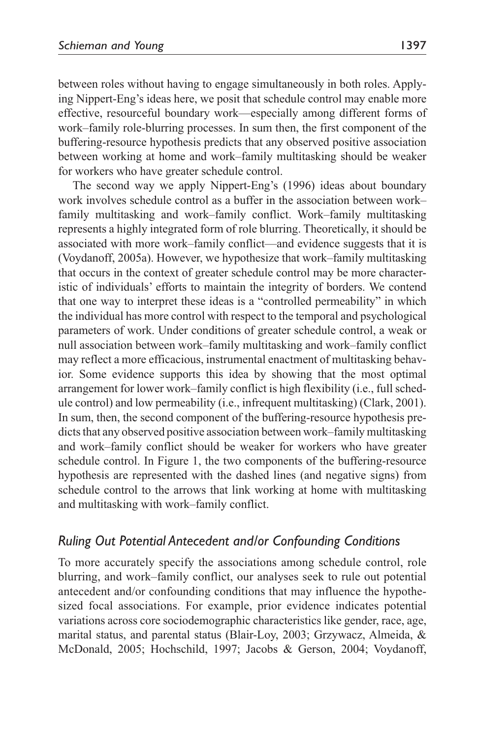between roles without having to engage simultaneously in both roles. Applying Nippert-Eng's ideas here, we posit that schedule control may enable more effective, resourceful boundary work—especially among different forms of work–family role-blurring processes. In sum then, the first component of the buffering-resource hypothesis predicts that any observed positive association between working at home and work–family multitasking should be weaker for workers who have greater schedule control.

The second way we apply Nippert-Eng's (1996) ideas about boundary work involves schedule control as a buffer in the association between work–family multitasking and work–family conflict. Work–family multitasking represents a highly integrated form of role blurring. Theoretically, it should be associated with more work–family conflict—and evidence suggests that it is (Voydanoff, 2005a). However, we hypothesize that work–family multitasking that occurs in the context of greater schedule control may be more characteristic of individuals' efforts to maintain the integrity of borders. We contend that one way to interpret these ideas is a "controlled permeability" in which the individual has more control with respect to the temporal and psychological parameters of work. Under conditions of greater schedule control, a weak or null association between work–family multitasking and work–family conflict may reflect a more efficacious, instrumental enactment of multitasking behavior. Some evidence supports this idea by showing that the most optimal arrangement for lower work–family conflict is high flexibility (i.e., full schedule control) and low permeability (i.e., infrequent multitasking) (Clark, 2001). In sum, then, the second component of the buffering-resource hypothesis predicts that any observed positive association between work–family multitasking and work–family conflict should be weaker for workers who have greater schedule control. In Figure 1, the two components of the buffering-resource hypothesis are represented with the dashed lines (and negative signs) from schedule control to the arrows that link working at home with multitasking and multitasking with work–family conflict.

## *Ruling Out Potential Antecedent and/or Confounding Conditions*

To more accurately specify the associations among schedule control, role blurring, and work–family conflict, our analyses seek to rule out potential antecedent and/or confounding conditions that may influence the hypothesized focal associations. For example, prior evidence indicates potential variations across core sociodemographic characteristics like gender, race, age, marital status, and parental status (Blair-Loy, 2003; Grzywacz, Almeida, & McDonald, 2005; Hochschild, 1997; Jacobs & Gerson, 2004; Voydanoff,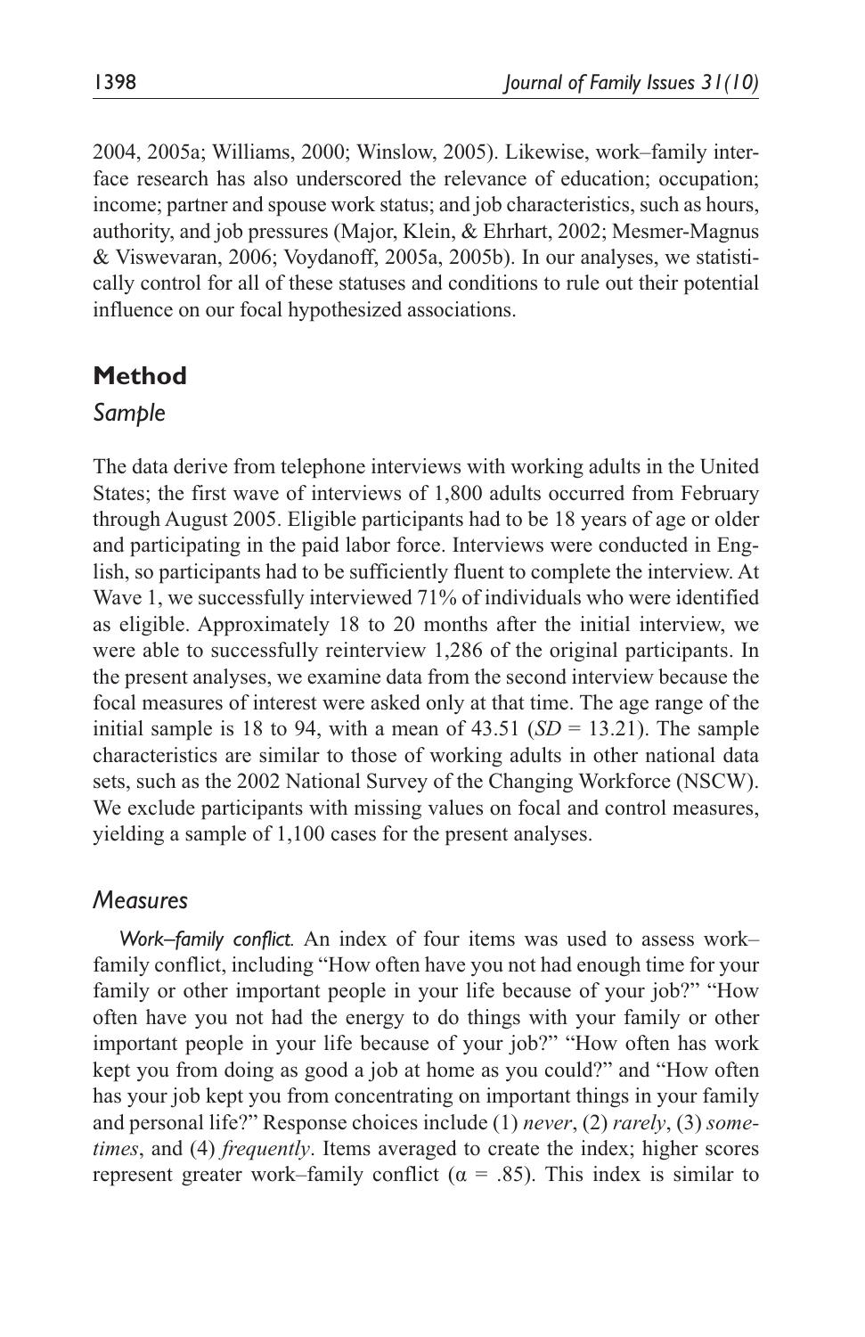2004, 2005a; Williams, 2000; Winslow, 2005). Likewise, work–family interface research has also underscored the relevance of education; occupation; income; partner and spouse work status; and job characteristics, such as hours, authority, and job pressures (Major, Klein, & Ehrhart, 2002; Mesmer-Magnus & Viswevaran, 2006; Voydanoff, 2005a, 2005b). In our analyses, we statistically control for all of these statuses and conditions to rule out their potential influence on our focal hypothesized associations.

## Method

### *Sample*

The data derive from telephone interviews with working adults in the United States; the first wave of interviews of 1,800 adults occurred from February through August 2005. Eligible participants had to be 18 years of age or older and participating in the paid labor force. Interviews were conducted in English, so participants had to be sufficiently fluent to complete the interview. At Wave 1, we successfully interviewed 71% of individuals who were identified as eligible. Approximately 18 to 20 months after the initial interview, we were able to successfully reinterview 1,286 of the original participants. In the present analyses, we examine data from the second interview because the focal measures of interest were asked only at that time. The age range of the initial sample is 18 to 94, with a mean of 43.51 ($SD = 13.21$). The sample characteristics are similar to those of working adults in other national data sets, such as the 2002 National Survey of the Changing Workforce (NSCW). We exclude participants with missing values on focal and control measures, yielding a sample of 1,100 cases for the present analyses.

### *Measures*

*Work–family conflict.* An index of four items was used to assess work–family conflict, including "How often have you not had enough time for your family or other important people in your life because of your job?" "How often have you not had the energy to do things with your family or other important people in your life because of your job?" "How often has work kept you from doing as good a job at home as you could?" and "How often has your job kept you from concentrating on important things in your family and personal life?" Response choices include (1) *never*, (2) *rarely*, (3) *sometimes*, and (4) *frequently*. Items averaged to create the index; higher scores represent greater work–family conflict ($\alpha = .85$). This index is similar to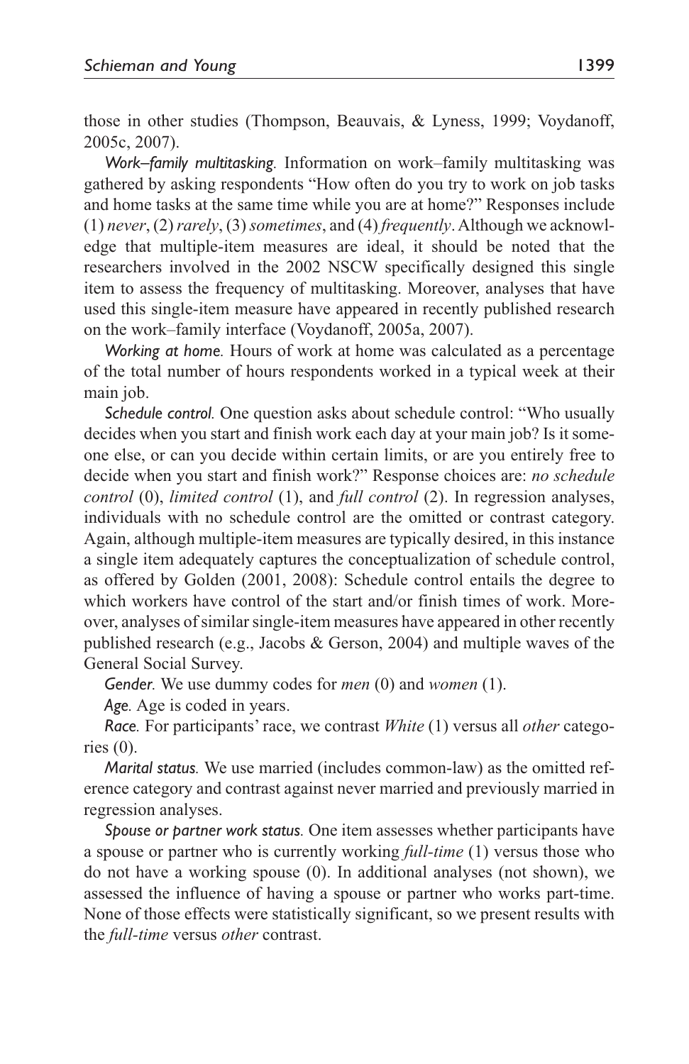those in other studies (Thompson, Beauvais, & Lyness, 1999; Voydanoff, 2005c, 2007).

*Work–family multitasking.* Information on work–family multitasking was gathered by asking respondents "How often do you try to work on job tasks and home tasks at the same time while you are at home?" Responses include (1) *never*, (2) *rarely*, (3) *sometimes*, and (4) *frequently*. Although we acknowledge that multiple-item measures are ideal, it should be noted that the researchers involved in the 2002 NSCW specifically designed this single item to assess the frequency of multitasking. Moreover, analyses that have used this single-item measure have appeared in recently published research on the work–family interface (Voydanoff, 2005a, 2007).

*Working at home.* Hours of work at home was calculated as a percentage of the total number of hours respondents worked in a typical week at their main job.

*Schedule control.* One question asks about schedule control: "Who usually decides when you start and finish work each day at your main job? Is it someone else, or can you decide within certain limits, or are you entirely free to decide when you start and finish work?" Response choices are: *no schedule control* (0), *limited control* (1), and *full control* (2). In regression analyses, individuals with no schedule control are the omitted or contrast category. Again, although multiple-item measures are typically desired, in this instance a single item adequately captures the conceptualization of schedule control, as offered by Golden (2001, 2008): Schedule control entails the degree to which workers have control of the start and/or finish times of work. Moreover, analyses of similar single-item measures have appeared in other recently published research (e.g., Jacobs & Gerson, 2004) and multiple waves of the General Social Survey.

*Gender.* We use dummy codes for *men* (0) and *women* (1).

*Age.* Age is coded in years.

*Race.* For participants' race, we contrast *White* (1) versus all *other* categories (0).

*Marital status.* We use married (includes common-law) as the omitted reference category and contrast against never married and previously married in regression analyses.

*Spouse or partner work status.* One item assesses whether participants have a spouse or partner who is currently working *full-time* (1) versus those who do not have a working spouse (0). In additional analyses (not shown), we assessed the influence of having a spouse or partner who works part-time. None of those effects were statistically significant, so we present results with the *full-time* versus *other* contrast.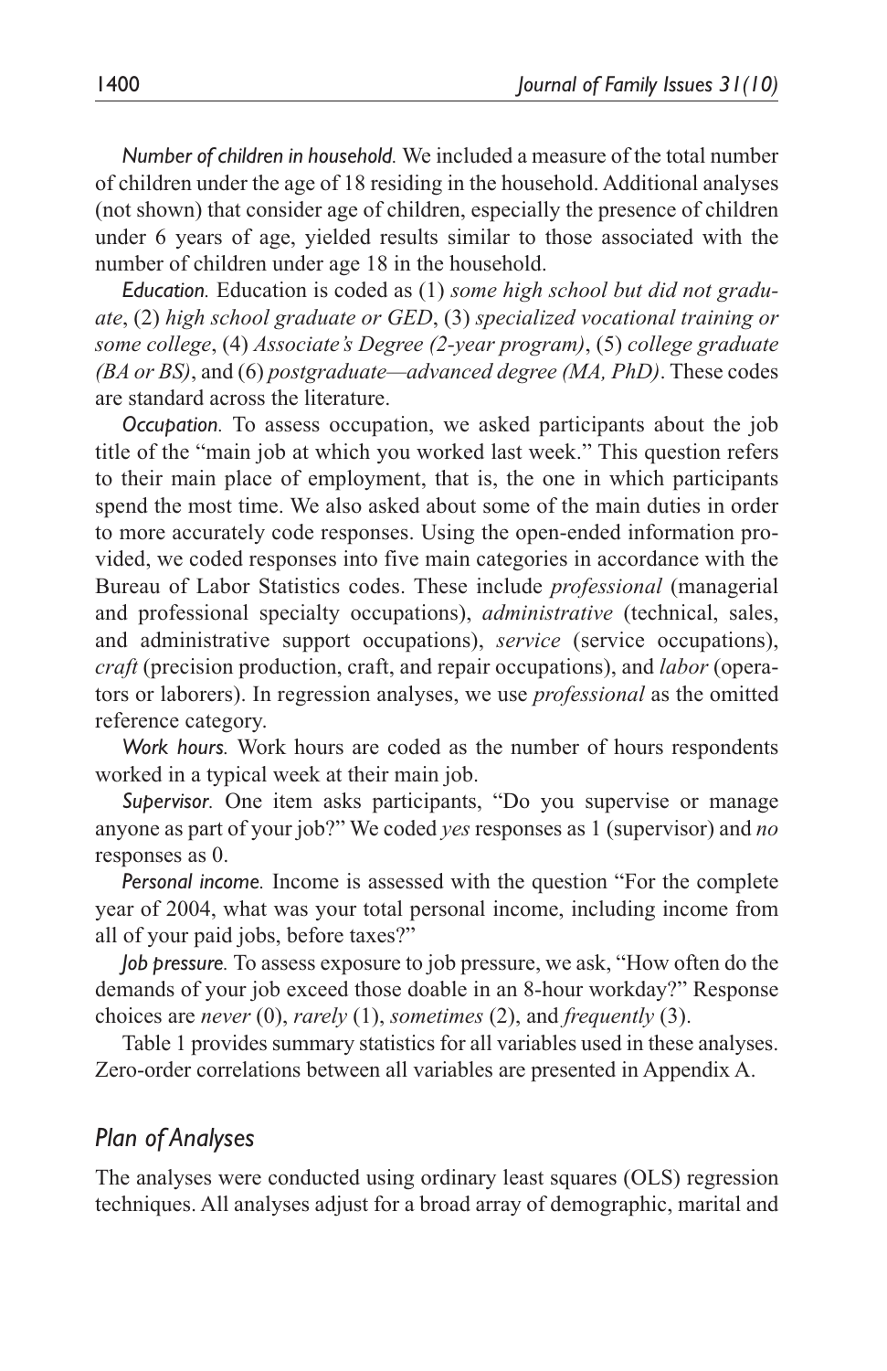*Number of children in household.* We included a measure of the total number of children under the age of 18 residing in the household. Additional analyses (not shown) that consider age of children, especially the presence of children under 6 years of age, yielded results similar to those associated with the number of children under age 18 in the household.

*Education.* Education is coded as (1) *some high school but did not graduate*, (2) *high school graduate or GED*, (3) *specialized vocational training or some college*, (4) *Associate's Degree (2-year program)*, (5) *college graduate (BA or BS)*, and (6) *postgraduate—advanced degree (MA, PhD)*. These codes are standard across the literature.

*Occupation.* To assess occupation, we asked participants about the job title of the "main job at which you worked last week." This question refers to their main place of employment, that is, the one in which participants spend the most time. We also asked about some of the main duties in order to more accurately code responses. Using the open-ended information provided, we coded responses into five main categories in accordance with the Bureau of Labor Statistics codes. These include *professional* (managerial and professional specialty occupations), *administrative* (technical, sales, and administrative support occupations), *service* (service occupations), *craft* (precision production, craft, and repair occupations), and *labor* (operators or laborers). In regression analyses, we use *professional* as the omitted reference category.

*Work hours.* Work hours are coded as the number of hours respondents worked in a typical week at their main job.

*Supervisor.* One item asks participants, "Do you supervise or manage anyone as part of your job?" We coded *yes* responses as 1 (supervisor) and *no* responses as 0.

*Personal income.* Income is assessed with the question "For the complete year of 2004, what was your total personal income, including income from all of your paid jobs, before taxes?"

*Job pressure.* To assess exposure to job pressure, we ask, "How often do the demands of your job exceed those doable in an 8-hour workday?" Response choices are *never* (0), *rarely* (1), *sometimes* (2), and *frequently* (3).

Table 1 provides summary statistics for all variables used in these analyses. Zero-order correlations between all variables are presented in Appendix A.

## *Plan of Analyses*

The analyses were conducted using ordinary least squares (OLS) regression techniques. All analyses adjust for a broad array of demographic, marital and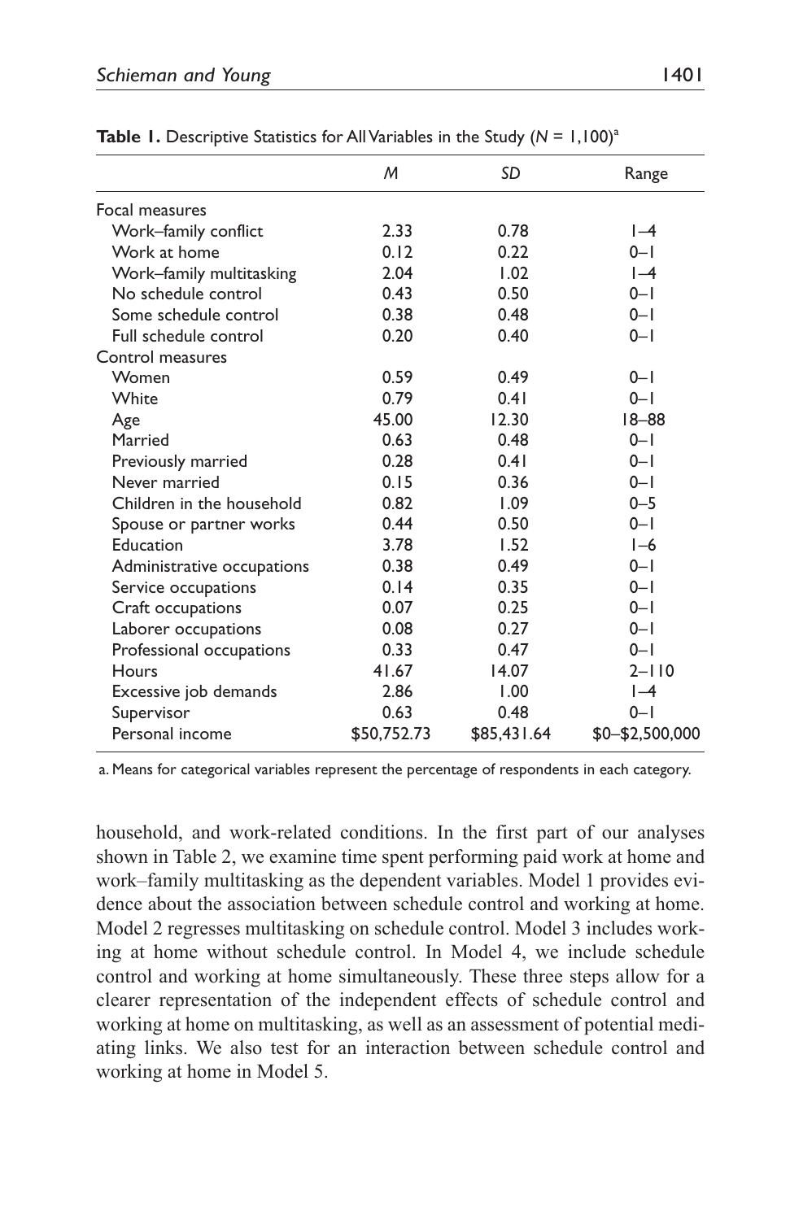**Table 1.** Descriptive Statistics for All Variables in the Study ($N$ = 1,100)[a]

| | *M* | *SD* | Range |
|---|---|---|---|
| Focal measures | | | |
| Work–family conflict | 2.33 | 0.78 | 1–4 |
| Work at home | 0.12 | 0.22 | 0–1 |
| Work–family multitasking | 2.04 | 1.02 | 1–4 |
| No schedule control | 0.43 | 0.50 | 0–1 |
| Some schedule control | 0.38 | 0.48 | 0–1 |
| Full schedule control | 0.20 | 0.40 | 0–1 |
| Control measures | | | |
| Women | 0.59 | 0.49 | 0–1 |
| White | 0.79 | 0.41 | 0–1 |
| Age | 45.00 | 12.30 | 18–88 |
| Married | 0.63 | 0.48 | 0–1 |
| Previously married | 0.28 | 0.41 | 0–1 |
| Never married | 0.15 | 0.36 | 0–1 |
| Children in the household | 0.82 | 1.09 | 0–5 |
| Spouse or partner works | 0.44 | 0.50 | 0–1 |
| Education | 3.78 | 1.52 | 1–6 |
| Administrative occupations | 0.38 | 0.49 | 0–1 |
| Service occupations | 0.14 | 0.35 | 0–1 |
| Craft occupations | 0.07 | 0.25 | 0–1 |
| Laborer occupations | 0.08 | 0.27 | 0–1 |
| Professional occupations | 0.33 | 0.47 | 0–1 |
| Hours | 41.67 | 14.07 | 2–110 |
| Excessive job demands | 2.86 | 1.00 | 1–4 |
| Supervisor | 0.63 | 0.48 | 0–1 |
| Personal income | $50,752.73 | $85,431.64 | $0–$2,500,000 |

a. Means for categorical variables represent the percentage of respondents in each category.

household, and work-related conditions. In the first part of our analyses shown in Table 2, we examine time spent performing paid work at home and work–family multitasking as the dependent variables. Model 1 provides evidence about the association between schedule control and working at home. Model 2 regresses multitasking on schedule control. Model 3 includes working at home without schedule control. In Model 4, we include schedule control and working at home simultaneously. These three steps allow for a clearer representation of the independent effects of schedule control and working at home on multitasking, as well as an assessment of potential mediating links. We also test for an interaction between schedule control and working at home in Model 5.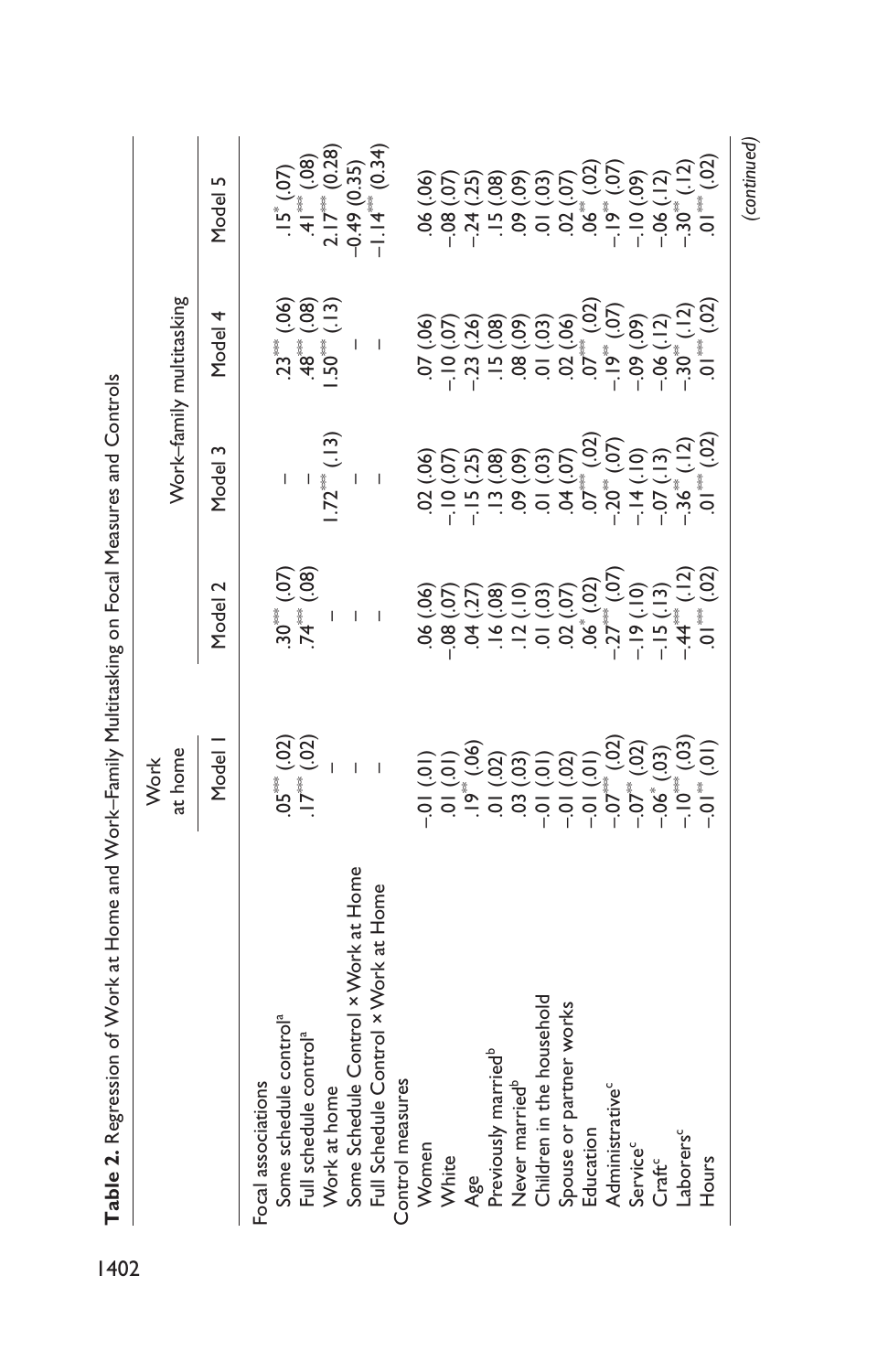**Table 2.** Regression of Work at Home and Work–Family Multitasking on Focal Measures and Controls

| | Work at home | Work–family multitasking | | | |
|---|---|---|---|---|---|
| | Model 1 | Model 2 | Model 3 | Model 4 | Model 5 |
| Focal associations | | | | | |
| Some schedule control[a] | .05*** (.02) | .30*** (.07) | – | .23*** (.06) | .15* (.07) |
| Full schedule control[a] | .17*** (.02) | .74*** (.08) | – | .48*** (.08) | .41*** (.08) |
| Work at home | – | – | 1.72*** (.13) | 1.50*** (.13) | 2.17*** (0.28) |
| Some Schedule Control × Work at Home | – | – | – | – | −0.49 (0.35) |
| Full Schedule Control × Work at Home | – | – | – | – | −1.14*** (0.34) |
| Control measures | | | | | |
| Women | −.01 (.01) | .06 (.06) | .02 (.06) | .07 (.06) | .06 (.06) |
| White | .01 (.01) | −.08 (.07) | −.10 (.07) | −.10 (.07) | −.08 (.07) |
| Age | .19** (.06) | .04 (.27) | −.15 (.25) | −.23 (.26) | −.24 (.25) |
| Previously married[b] | .01 (.02) | .16 (.08) | .13 (.08) | .15 (.08) | .15 (.08) |
| Never married[b] | .03 (.03) | .12 (.10) | .09 (.09) | .08 (.09) | .09 (.09) |
| Children in the household | −.01 (.01) | .01 (.03) | .01 (.03) | .01 (.03) | .01 (.03) |
| Spouse or partner works | −.01 (.02) | .02 (.07) | .04 (.07) | .02 (.06) | .02 (.07) |
| Education | −.01 (.01) | .06* (.02) | .07*** (.02) | .07*** (.02) | .06** (.02) |
| Administrative[c] | −.07*** (.02) | −.27*** (.07) | −.20** (.07) | −.19** (.07) | −.19** (.07) |
| Service[c] | −.07** (.02) | −.19 (.10) | −.14 (.10) | −.09 (.09) | −.10 (.09) |
| Craft[c] | −.06* (.03) | −.15 (.13) | −.07 (.13) | −.06 (.12) | −.06 (.12) |
| Laborers[c] | −.10*** (.03) | −.44*** (.12) | −.36** (.12) | −.30** (.12) | −.30** (.12) |
| Hours | −.01** (.01) | .01*** (.02) | .01*** (.02) | .01*** (.02) | .01*** (.02) |

(continued)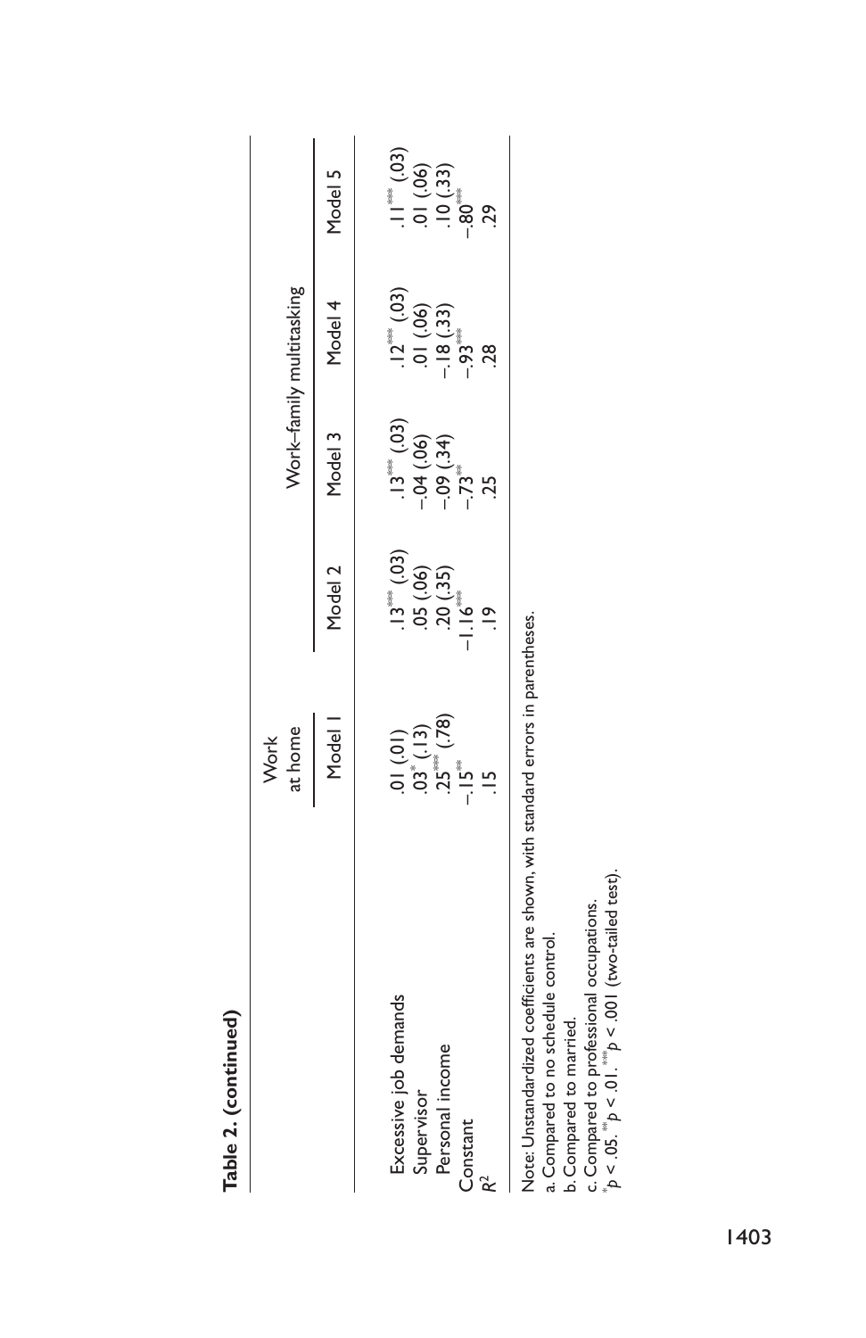**Table 2. (continued)**

| | Work at home | Work–family multitasking | | | |
|---|---|---|---|---|---|
| | Model 1 | Model 2 | Model 3 | Model 4 | Model 5 |
| Excessive job demands | .01 (.01) | .13*** (.03) | .13*** (.03) | .12*** (.03) | .11*** (.03) |
| Supervisor | .03* (.13) | .05 (.06) | −.04 (.06) | .01 (.06) | .01 (.06) |
| Personal income | .25*** (.78) | .20 (.35) | −.09 (.34) | −.18 (.33) | .10 (.33) |
| Constant | −.15** | −1.16*** | −.73** | −.93*** | −.80*** |
| $R^2$ | .15 | .19 | .25 | .28 | .29 |

Note: Unstandardized coefficients are shown, with standard errors in parentheses.
a. Compared to no schedule control.
b. Compared to married.
c. Compared to professional occupations.
*$p < .05$. **$p < .01$. ***$p < .001$ (two-tailed test).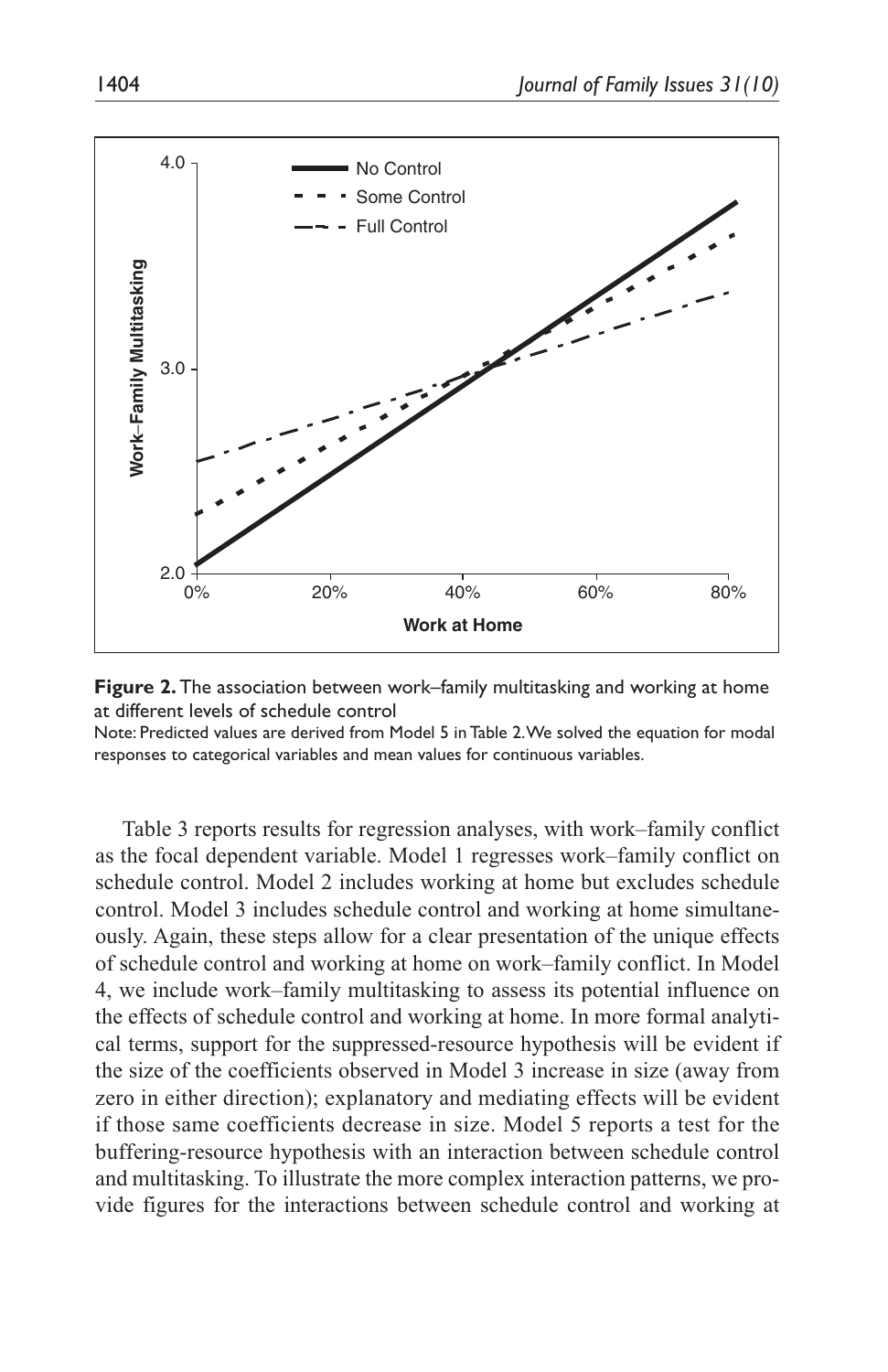**Figure 2.** The association between work–family multitasking and working at home at different levels of schedule control

Note: Predicted values are derived from Model 5 in Table 2. We solved the equation for modal responses to categorical variables and mean values for continuous variables.

Table 3 reports results for regression analyses, with work–family conflict as the focal dependent variable. Model 1 regresses work–family conflict on schedule control. Model 2 includes working at home but excludes schedule control. Model 3 includes schedule control and working at home simultaneously. Again, these steps allow for a clear presentation of the unique effects of schedule control and working at home on work–family conflict. In Model 4, we include work–family multitasking to assess its potential influence on the effects of schedule control and working at home. In more formal analytical terms, support for the suppressed-resource hypothesis will be evident if the size of the coefficients observed in Model 3 increase in size (away from zero in either direction); explanatory and mediating effects will be evident if those same coefficients decrease in size. Model 5 reports a test for the buffering-resource hypothesis with an interaction between schedule control and multitasking. To illustrate the more complex interaction patterns, we provide figures for the interactions between schedule control and working at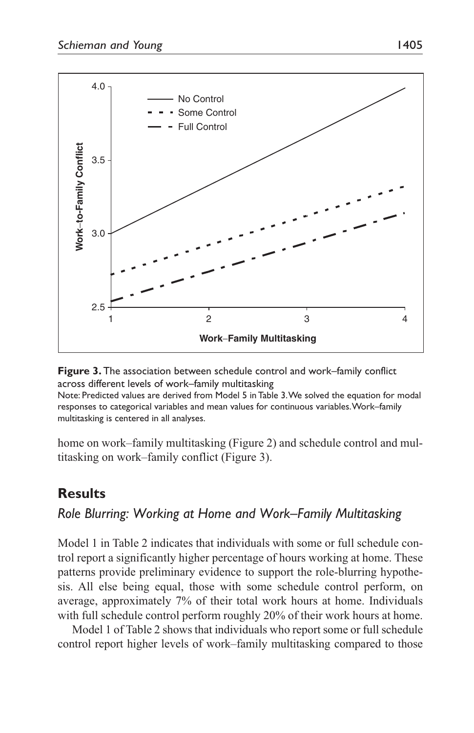**Figure 3.** The association between schedule control and work–family conflict across different levels of work–family multitasking

Note: Predicted values are derived from Model 5 in Table 3. We solved the equation for modal responses to categorical variables and mean values for continuous variables. Work–family multitasking is centered in all analyses.

home on work–family multitasking (Figure 2) and schedule control and multitasking on work–family conflict (Figure 3).

## Results

### *Role Blurring: Working at Home and Work–Family Multitasking*

Model 1 in Table 2 indicates that individuals with some or full schedule control report a significantly higher percentage of hours working at home. These patterns provide preliminary evidence to support the role-blurring hypothesis. All else being equal, those with some schedule control perform, on average, approximately 7% of their total work hours at home. Individuals with full schedule control perform roughly 20% of their work hours at home.

Model 1 of Table 2 shows that individuals who report some or full schedule control report higher levels of work–family multitasking compared to those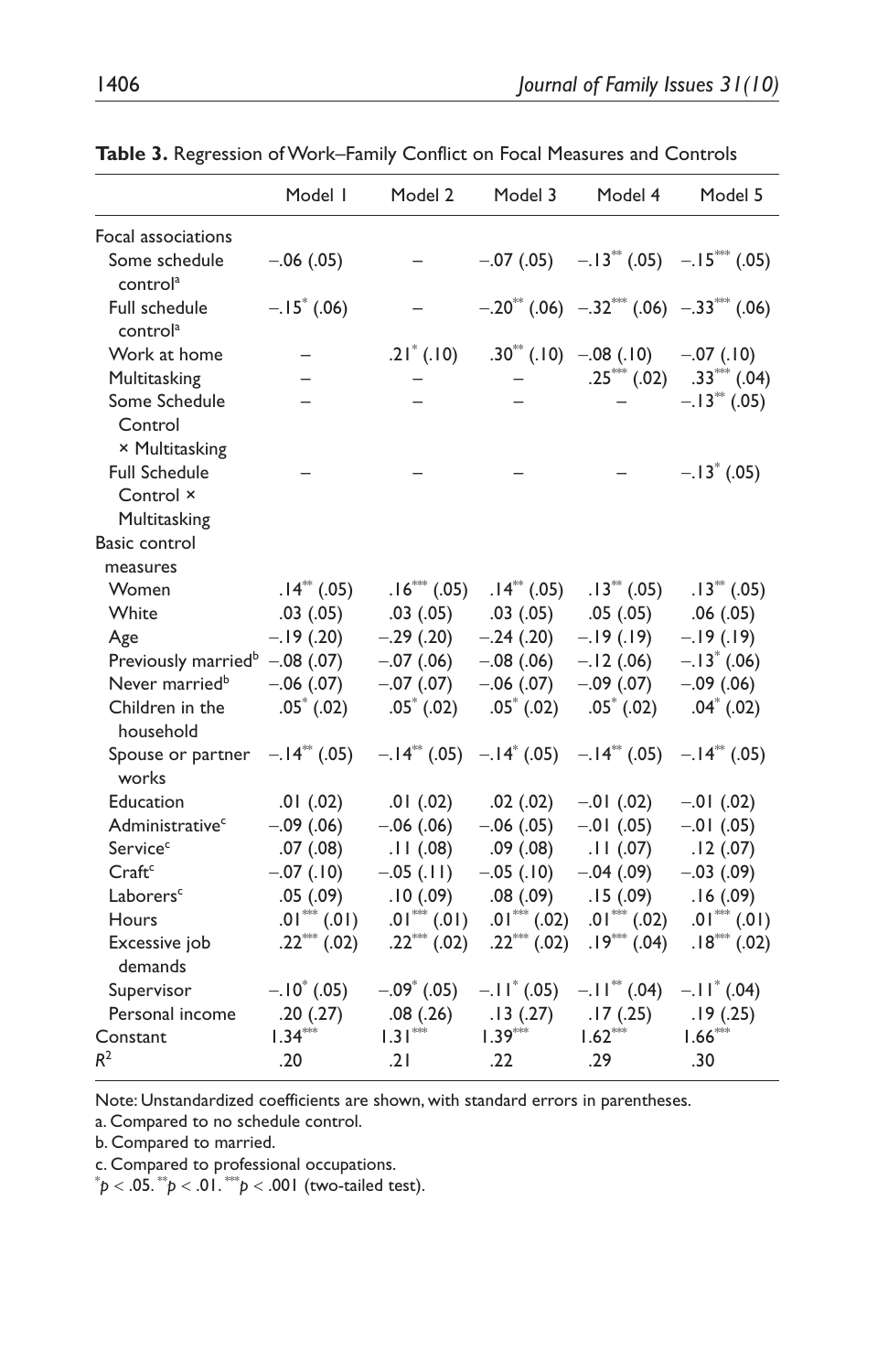**Table 3.** Regression of Work–Family Conflict on Focal Measures and Controls

| | Model 1 | Model 2 | Model 3 | Model 4 | Model 5 |
|---|---|---|---|---|---|
| Focal associations | | | | | |
| Some schedule control[a] | −.06 (.05) | – | −.07 (.05) | −.13** (.05) | −.15*** (.05) |
| Full schedule control[a] | −.15* (.06) | – | −.20** (.06) | −.32*** (.06) | −.33*** (.06) |
| Work at home | – | .21* (.10) | .30** (.10) | −.08 (.10) | −.07 (.10) |
| Multitasking | – | – | – | .25*** (.02) | .33*** (.04) |
| Some Schedule Control × Multitasking | – | – | – | – | −.13** (.05) |
| Full Schedule Control × Multitasking | – | – | – | – | −.13* (.05) |
| Basic control measures | | | | | |
| Women | .14** (.05) | .16*** (.05) | .14** (.05) | .13** (.05) | .13** (.05) |
| White | .03 (.05) | .03 (.05) | .03 (.05) | .05 (.05) | .06 (.05) |
| Age | −.19 (.20) | −.29 (.20) | −.24 (.20) | −.19 (.19) | −.19 (.19) |
| Previously married[b] | −.08 (.07) | −.07 (.06) | −.08 (.06) | −.12 (.06) | −.13* (.06) |
| Never married[b] | −.06 (.07) | −.07 (.07) | −.06 (.07) | −.09 (.07) | −.09 (.06) |
| Children in the household | .05* (.02) | .05* (.02) | .05* (.02) | .05* (.02) | .04* (.02) |
| Spouse or partner works | −.14** (.05) | −.14** (.05) | −.14* (.05) | −.14** (.05) | −.14** (.05) |
| Education | .01 (.02) | .01 (.02) | .02 (.02) | −.01 (.02) | −.01 (.02) |
| Administrative[c] | −.09 (.06) | −.06 (.06) | −.06 (.05) | −.01 (.05) | −.01 (.05) |
| Service[c] | .07 (.08) | .11 (.08) | .09 (.08) | .11 (.07) | .12 (.07) |
| Craft[c] | −.07 (.10) | −.05 (.11) | −.05 (.10) | −.04 (.09) | −.03 (.09) |
| Laborers[c] | .05 (.09) | .10 (.09) | .08 (.09) | .15 (.09) | .16 (.09) |
| Hours | .01*** (.01) | .01*** (.01) | .01*** (.02) | .01*** (.02) | .01*** (.01) |
| Excessive job demands | .22*** (.02) | .22*** (.02) | .22*** (.02) | .19*** (.04) | .18*** (.02) |
| Supervisor | −.10* (.05) | −.09* (.05) | −.11* (.05) | −.11** (.04) | −.11* (.04) |
| Personal income | .20 (.27) | .08 (.26) | .13 (.27) | .17 (.25) | .19 (.25) |
| Constant | 1.34*** | 1.31*** | 1.39*** | 1.62*** | 1.66*** |
| $R^2$ | .20 | .21 | .22 | .29 | .30 |

Note: Unstandardized coefficients are shown, with standard errors in parentheses.

a. Compared to no schedule control.

b. Compared to married.

c. Compared to professional occupations.

*$p < .05$. **$p < .01$. ***$p < .001$ (two-tailed test).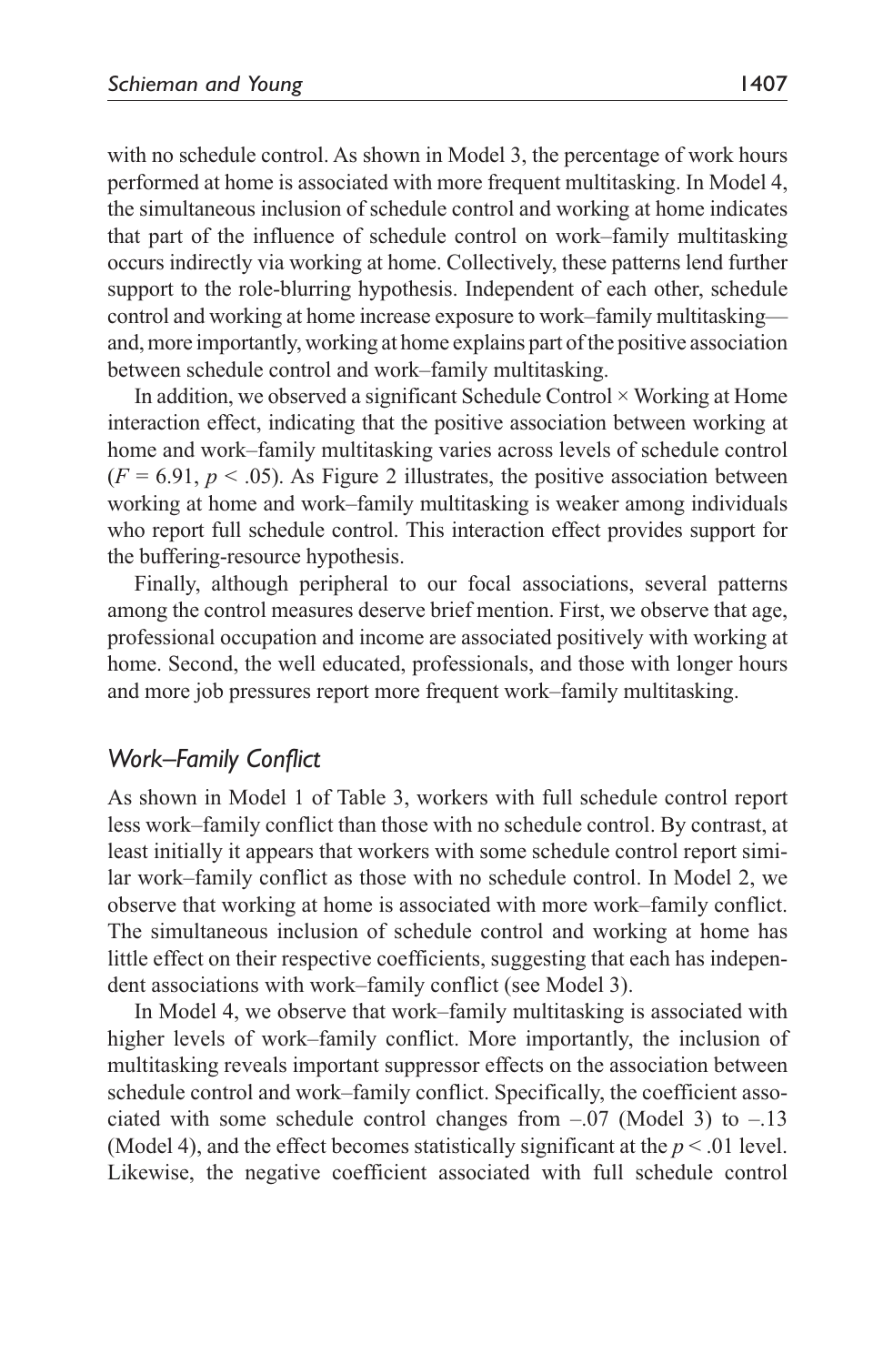with no schedule control. As shown in Model 3, the percentage of work hours performed at home is associated with more frequent multitasking. In Model 4, the simultaneous inclusion of schedule control and working at home indicates that part of the influence of schedule control on work–family multitasking occurs indirectly via working at home. Collectively, these patterns lend further support to the role-blurring hypothesis. Independent of each other, schedule control and working at home increase exposure to work–family multitasking—and, more importantly, working at home explains part of the positive association between schedule control and work–family multitasking.

In addition, we observed a significant Schedule Control × Working at Home interaction effect, indicating that the positive association between working at home and work–family multitasking varies across levels of schedule control ($F = 6.91$, $p < .05$). As Figure 2 illustrates, the positive association between working at home and work–family multitasking is weaker among individuals who report full schedule control. This interaction effect provides support for the buffering-resource hypothesis.

Finally, although peripheral to our focal associations, several patterns among the control measures deserve brief mention. First, we observe that age, professional occupation and income are associated positively with working at home. Second, the well educated, professionals, and those with longer hours and more job pressures report more frequent work–family multitasking.

## *Work–Family Conflict*

As shown in Model 1 of Table 3, workers with full schedule control report less work–family conflict than those with no schedule control. By contrast, at least initially it appears that workers with some schedule control report similar work–family conflict as those with no schedule control. In Model 2, we observe that working at home is associated with more work–family conflict. The simultaneous inclusion of schedule control and working at home has little effect on their respective coefficients, suggesting that each has independent associations with work–family conflict (see Model 3).

In Model 4, we observe that work–family multitasking is associated with higher levels of work–family conflict. More importantly, the inclusion of multitasking reveals important suppressor effects on the association between schedule control and work–family conflict. Specifically, the coefficient associated with some schedule control changes from –.07 (Model 3) to –.13 (Model 4), and the effect becomes statistically significant at the $p < .01$ level. Likewise, the negative coefficient associated with full schedule control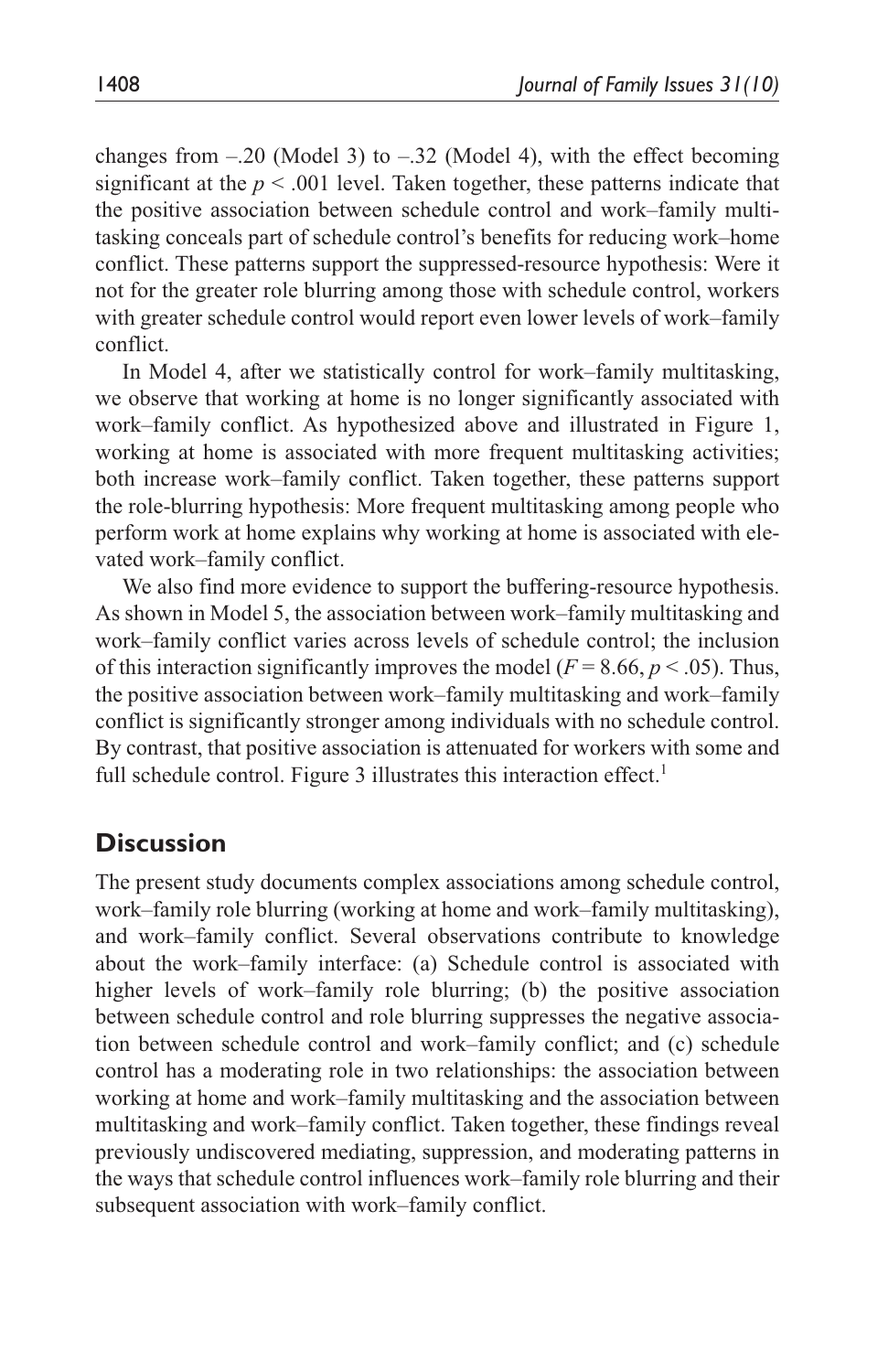changes from –.20 (Model 3) to –.32 (Model 4), with the effect becoming significant at the $p < .001$ level. Taken together, these patterns indicate that the positive association between schedule control and work–family multitasking conceals part of schedule control's benefits for reducing work–home conflict. These patterns support the suppressed-resource hypothesis: Were it not for the greater role blurring among those with schedule control, workers with greater schedule control would report even lower levels of work–family conflict.

In Model 4, after we statistically control for work–family multitasking, we observe that working at home is no longer significantly associated with work–family conflict. As hypothesized above and illustrated in Figure 1, working at home is associated with more frequent multitasking activities; both increase work–family conflict. Taken together, these patterns support the role-blurring hypothesis: More frequent multitasking among people who perform work at home explains why working at home is associated with elevated work–family conflict.

We also find more evidence to support the buffering-resource hypothesis. As shown in Model 5, the association between work–family multitasking and work–family conflict varies across levels of schedule control; the inclusion of this interaction significantly improves the model ($F = 8.66$, $p < .05$). Thus, the positive association between work–family multitasking and work–family conflict is significantly stronger among individuals with no schedule control. By contrast, that positive association is attenuated for workers with some and full schedule control. Figure 3 illustrates this interaction effect.[1]

## Discussion

The present study documents complex associations among schedule control, work–family role blurring (working at home and work–family multitasking), and work–family conflict. Several observations contribute to knowledge about the work–family interface: (a) Schedule control is associated with higher levels of work–family role blurring; (b) the positive association between schedule control and role blurring suppresses the negative association between schedule control and work–family conflict; and (c) schedule control has a moderating role in two relationships: the association between working at home and work–family multitasking and the association between multitasking and work–family conflict. Taken together, these findings reveal previously undiscovered mediating, suppression, and moderating patterns in the ways that schedule control influences work–family role blurring and their subsequent association with work–family conflict.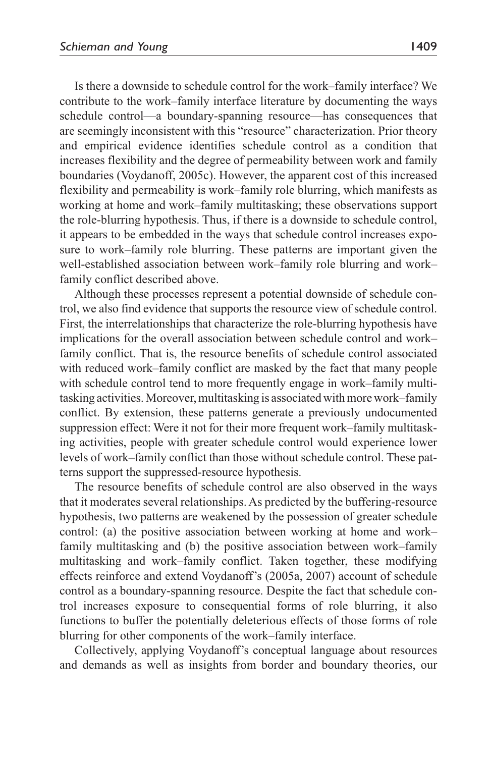Is there a downside to schedule control for the work–family interface? We contribute to the work–family interface literature by documenting the ways schedule control—a boundary-spanning resource—has consequences that are seemingly inconsistent with this "resource" characterization. Prior theory and empirical evidence identifies schedule control as a condition that increases flexibility and the degree of permeability between work and family boundaries (Voydanoff, 2005c). However, the apparent cost of this increased flexibility and permeability is work–family role blurring, which manifests as working at home and work–family multitasking; these observations support the role-blurring hypothesis. Thus, if there is a downside to schedule control, it appears to be embedded in the ways that schedule control increases exposure to work–family role blurring. These patterns are important given the well-established association between work–family role blurring and work–family conflict described above.

Although these processes represent a potential downside of schedule control, we also find evidence that supports the resource view of schedule control. First, the interrelationships that characterize the role-blurring hypothesis have implications for the overall association between schedule control and work–family conflict. That is, the resource benefits of schedule control associated with reduced work–family conflict are masked by the fact that many people with schedule control tend to more frequently engage in work–family multitasking activities. Moreover, multitasking is associated with more work–family conflict. By extension, these patterns generate a previously undocumented suppression effect: Were it not for their more frequent work–family multitasking activities, people with greater schedule control would experience lower levels of work–family conflict than those without schedule control. These patterns support the suppressed-resource hypothesis.

The resource benefits of schedule control are also observed in the ways that it moderates several relationships. As predicted by the buffering-resource hypothesis, two patterns are weakened by the possession of greater schedule control: (a) the positive association between working at home and work–family multitasking and (b) the positive association between work–family multitasking and work–family conflict. Taken together, these modifying effects reinforce and extend Voydanoff's (2005a, 2007) account of schedule control as a boundary-spanning resource. Despite the fact that schedule control increases exposure to consequential forms of role blurring, it also functions to buffer the potentially deleterious effects of those forms of role blurring for other components of the work–family interface.

Collectively, applying Voydanoff's conceptual language about resources and demands as well as insights from border and boundary theories, our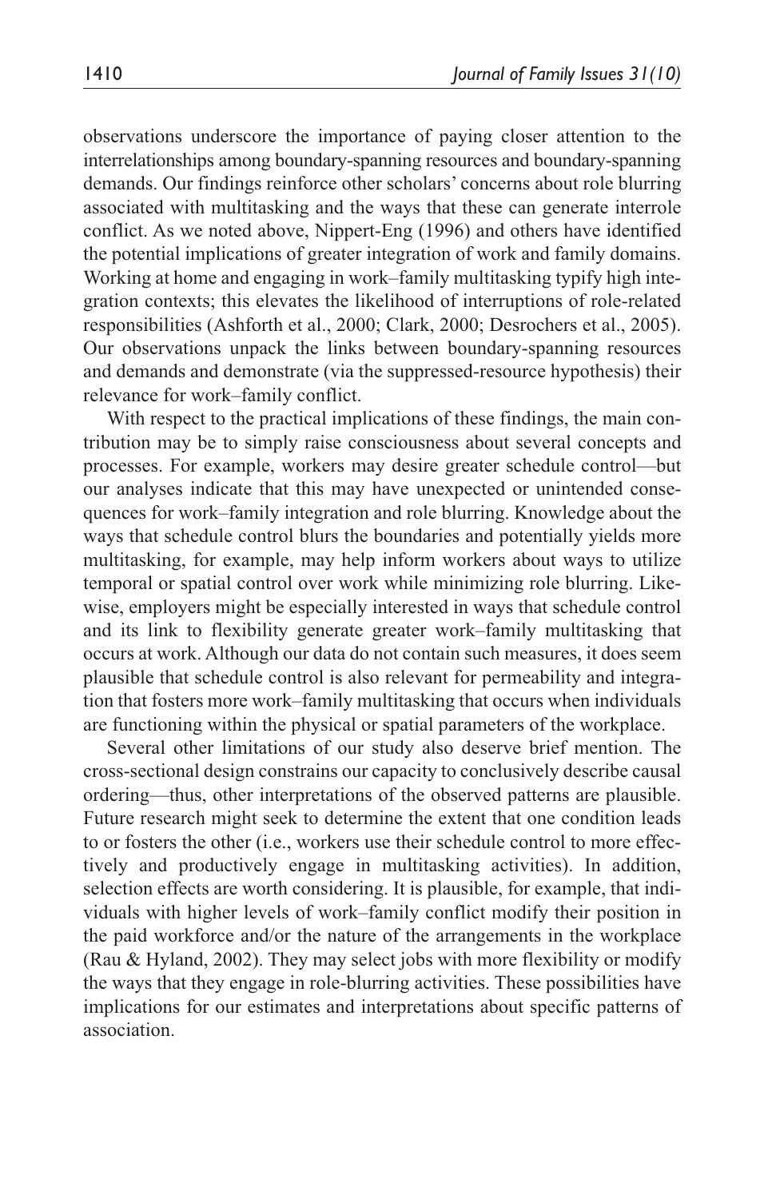observations underscore the importance of paying closer attention to the interrelationships among boundary-spanning resources and boundary-spanning demands. Our findings reinforce other scholars' concerns about role blurring associated with multitasking and the ways that these can generate interrole conflict. As we noted above, Nippert-Eng (1996) and others have identified the potential implications of greater integration of work and family domains. Working at home and engaging in work–family multitasking typify high integration contexts; this elevates the likelihood of interruptions of role-related responsibilities (Ashforth et al., 2000; Clark, 2000; Desrochers et al., 2005). Our observations unpack the links between boundary-spanning resources and demands and demonstrate (via the suppressed-resource hypothesis) their relevance for work–family conflict.

With respect to the practical implications of these findings, the main contribution may be to simply raise consciousness about several concepts and processes. For example, workers may desire greater schedule control—but our analyses indicate that this may have unexpected or unintended consequences for work–family integration and role blurring. Knowledge about the ways that schedule control blurs the boundaries and potentially yields more multitasking, for example, may help inform workers about ways to utilize temporal or spatial control over work while minimizing role blurring. Likewise, employers might be especially interested in ways that schedule control and its link to flexibility generate greater work–family multitasking that occurs at work. Although our data do not contain such measures, it does seem plausible that schedule control is also relevant for permeability and integration that fosters more work–family multitasking that occurs when individuals are functioning within the physical or spatial parameters of the workplace.

Several other limitations of our study also deserve brief mention. The cross-sectional design constrains our capacity to conclusively describe causal ordering—thus, other interpretations of the observed patterns are plausible. Future research might seek to determine the extent that one condition leads to or fosters the other (i.e., workers use their schedule control to more effectively and productively engage in multitasking activities). In addition, selection effects are worth considering. It is plausible, for example, that individuals with higher levels of work–family conflict modify their position in the paid workforce and/or the nature of the arrangements in the workplace (Rau & Hyland, 2002). They may select jobs with more flexibility or modify the ways that they engage in role-blurring activities. These possibilities have implications for our estimates and interpretations about specific patterns of association.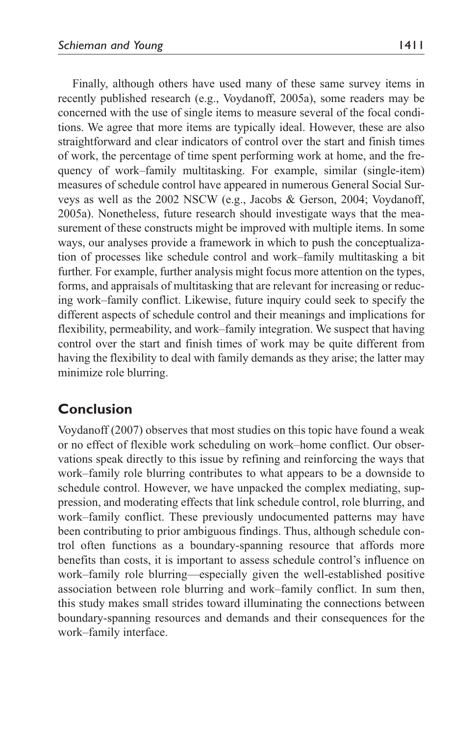Finally, although others have used many of these same survey items in recently published research (e.g., Voydanoff, 2005a), some readers may be concerned with the use of single items to measure several of the focal conditions. We agree that more items are typically ideal. However, these are also straightforward and clear indicators of control over the start and finish times of work, the percentage of time spent performing work at home, and the frequency of work–family multitasking. For example, similar (single-item) measures of schedule control have appeared in numerous General Social Surveys as well as the 2002 NSCW (e.g., Jacobs & Gerson, 2004; Voydanoff, 2005a). Nonetheless, future research should investigate ways that the measurement of these constructs might be improved with multiple items. In some ways, our analyses provide a framework in which to push the conceptualization of processes like schedule control and work–family multitasking a bit further. For example, further analysis might focus more attention on the types, forms, and appraisals of multitasking that are relevant for increasing or reducing work–family conflict. Likewise, future inquiry could seek to specify the different aspects of schedule control and their meanings and implications for flexibility, permeability, and work–family integration. We suspect that having control over the start and finish times of work may be quite different from having the flexibility to deal with family demands as they arise; the latter may minimize role blurring.

## Conclusion

Voydanoff (2007) observes that most studies on this topic have found a weak or no effect of flexible work scheduling on work–home conflict. Our observations speak directly to this issue by refining and reinforcing the ways that work–family role blurring contributes to what appears to be a downside to schedule control. However, we have unpacked the complex mediating, suppression, and moderating effects that link schedule control, role blurring, and work–family conflict. These previously undocumented patterns may have been contributing to prior ambiguous findings. Thus, although schedule control often functions as a boundary-spanning resource that affords more benefits than costs, it is important to assess schedule control's influence on work–family role blurring—especially given the well-established positive association between role blurring and work–family conflict. In sum then, this study makes small strides toward illuminating the connections between boundary-spanning resources and demands and their consequences for the work–family interface.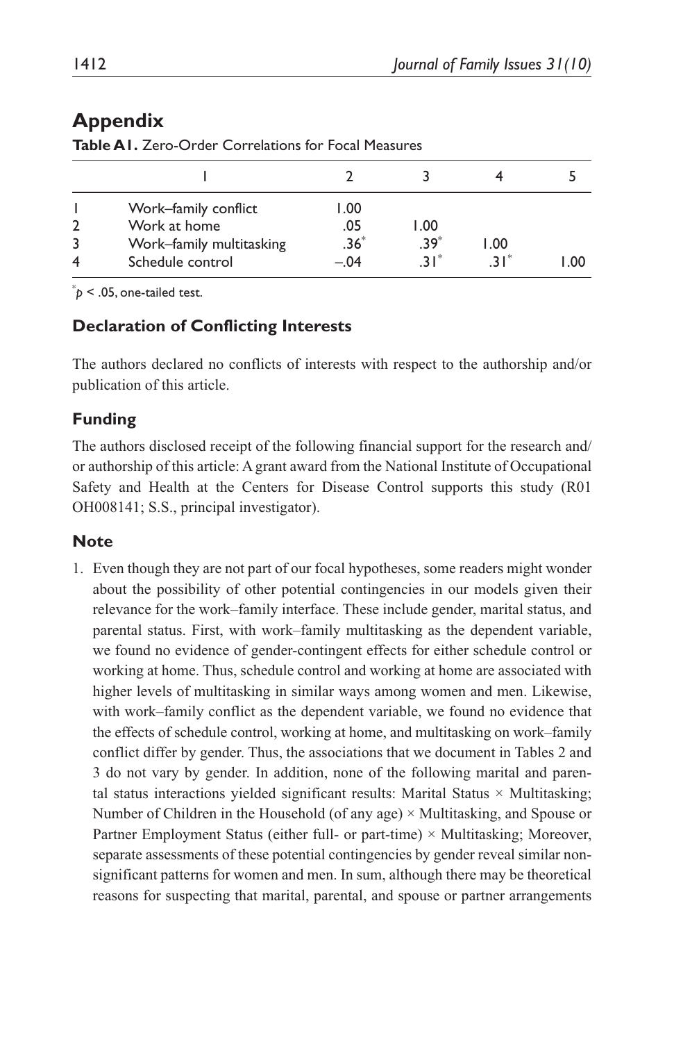## Appendix

**Table A1.** Zero-Order Correlations for Focal Measures

| | 1 | 2 | 3 | 4 | 5 |
|---|---|---|---|---|---|
| 1 | Work–family conflict | 1.00 | | | |
| 2 | Work at home | .05 | 1.00 | | |
| 3 | Work–family multitasking | .36* | .39* | 1.00 | |
| 4 | Schedule control | –.04 | .31* | .31* | 1.00 |

*$p < .05$, one-tailed test.

### Declaration of Conflicting Interests

The authors declared no conflicts of interests with respect to the authorship and/or publication of this article.

### Funding

The authors disclosed receipt of the following financial support for the research and/or authorship of this article: A grant award from the National Institute of Occupational Safety and Health at the Centers for Disease Control supports this study (R01 OH008141; S.S., principal investigator).

### Note

1. Even though they are not part of our focal hypotheses, some readers might wonder about the possibility of other potential contingencies in our models given their relevance for the work–family interface. These include gender, marital status, and parental status. First, with work–family multitasking as the dependent variable, we found no evidence of gender-contingent effects for either schedule control or working at home. Thus, schedule control and working at home are associated with higher levels of multitasking in similar ways among women and men. Likewise, with work–family conflict as the dependent variable, we found no evidence that the effects of schedule control, working at home, and multitasking on work–family conflict differ by gender. Thus, the associations that we document in Tables 2 and 3 do not vary by gender. In addition, none of the following marital and parental status interactions yielded significant results: Marital Status × Multitasking; Number of Children in the Household (of any age) × Multitasking, and Spouse or Partner Employment Status (either full- or part-time) × Multitasking; Moreover, separate assessments of these potential contingencies by gender reveal similar non-significant patterns for women and men. In sum, although there may be theoretical reasons for suspecting that marital, parental, and spouse or partner arrangements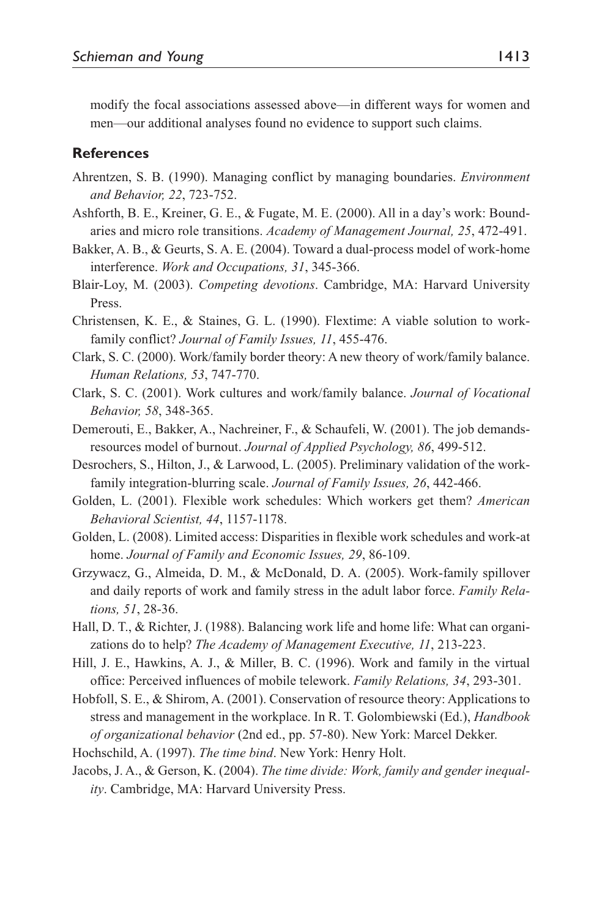modify the focal associations assessed above—in different ways for women and men—our additional analyses found no evidence to support such claims.

## References

Ahrentzen, S. B. (1990). Managing conflict by managing boundaries. *Environment and Behavior, 22*, 723-752.

Ashforth, B. E., Kreiner, G. E., & Fugate, M. E. (2000). All in a day's work: Boundaries and micro role transitions. *Academy of Management Journal, 25*, 472-491.

Bakker, A. B., & Geurts, S. A. E. (2004). Toward a dual-process model of work-home interference. *Work and Occupations, 31*, 345-366.

Blair-Loy, M. (2003). *Competing devotions*. Cambridge, MA: Harvard University Press.

Christensen, K. E., & Staines, G. L. (1990). Flextime: A viable solution to work-family conflict? *Journal of Family Issues, 11*, 455-476.

Clark, S. C. (2000). Work/family border theory: A new theory of work/family balance. *Human Relations, 53*, 747-770.

Clark, S. C. (2001). Work cultures and work/family balance. *Journal of Vocational Behavior, 58*, 348-365.

Demerouti, E., Bakker, A., Nachreiner, F., & Schaufeli, W. (2001). The job demands-resources model of burnout. *Journal of Applied Psychology, 86*, 499-512.

Desrochers, S., Hilton, J., & Larwood, L. (2005). Preliminary validation of the work-family integration-blurring scale. *Journal of Family Issues, 26*, 442-466.

Golden, L. (2001). Flexible work schedules: Which workers get them? *American Behavioral Scientist, 44*, 1157-1178.

Golden, L. (2008). Limited access: Disparities in flexible work schedules and work-at home. *Journal of Family and Economic Issues, 29*, 86-109.

Grzywacz, G., Almeida, D. M., & McDonald, D. A. (2005). Work-family spillover and daily reports of work and family stress in the adult labor force. *Family Relations, 51*, 28-36.

Hall, D. T., & Richter, J. (1988). Balancing work life and home life: What can organizations do to help? *The Academy of Management Executive, 11*, 213-223.

Hill, J. E., Hawkins, A. J., & Miller, B. C. (1996). Work and family in the virtual office: Perceived influences of mobile telework. *Family Relations, 34*, 293-301.

Hobfoll, S. E., & Shirom, A. (2001). Conservation of resource theory: Applications to stress and management in the workplace. In R. T. Golombiewski (Ed.), *Handbook of organizational behavior* (2nd ed., pp. 57-80). New York: Marcel Dekker.

Hochschild, A. (1997). *The time bind*. New York: Henry Holt.

Jacobs, J. A., & Gerson, K. (2004). *The time divide: Work, family and gender inequality*. Cambridge, MA: Harvard University Press.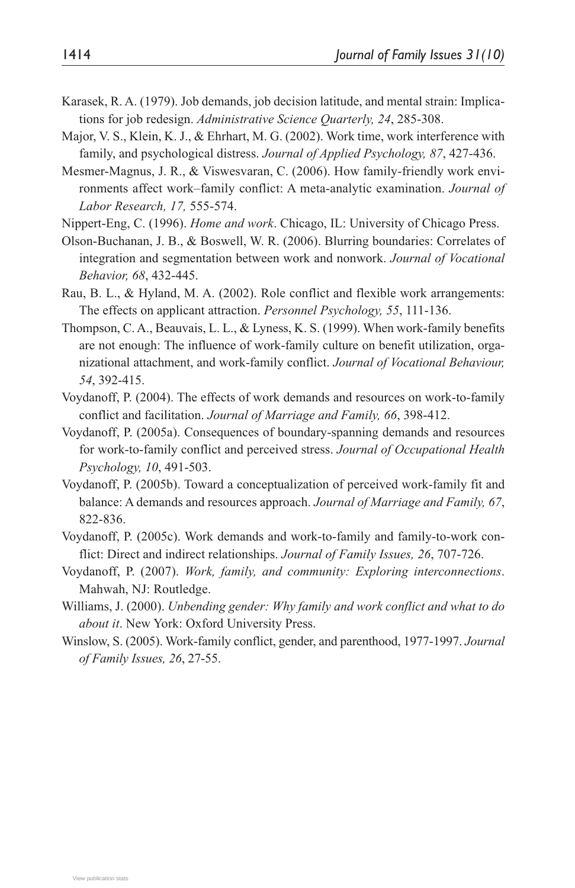Karasek, R. A. (1979). Job demands, job decision latitude, and mental strain: Implications for job redesign. *Administrative Science Quarterly, 24*, 285-308.

Major, V. S., Klein, K. J., & Ehrhart, M. G. (2002). Work time, work interference with family, and psychological distress. *Journal of Applied Psychology, 87*, 427-436.

Mesmer-Magnus, J. R., & Viswesvaran, C. (2006). How family-friendly work environments affect work–family conflict: A meta-analytic examination. *Journal of Labor Research, 17,* 555-574.

Nippert-Eng, C. (1996). *Home and work*. Chicago, IL: University of Chicago Press.

Olson-Buchanan, J. B., & Boswell, W. R. (2006). Blurring boundaries: Correlates of integration and segmentation between work and nonwork. *Journal of Vocational Behavior, 68*, 432-445.

Rau, B. L., & Hyland, M. A. (2002). Role conflict and flexible work arrangements: The effects on applicant attraction. *Personnel Psychology, 55*, 111-136.

Thompson, C. A., Beauvais, L. L., & Lyness, K. S. (1999). When work-family benefits are not enough: The influence of work-family culture on benefit utilization, organizational attachment, and work-family conflict. *Journal of Vocational Behaviour, 54*, 392-415.

Voydanoff, P. (2004). The effects of work demands and resources on work-to-family conflict and facilitation. *Journal of Marriage and Family, 66*, 398-412.

Voydanoff, P. (2005a). Consequences of boundary-spanning demands and resources for work-to-family conflict and perceived stress. *Journal of Occupational Health Psychology, 10*, 491-503.

Voydanoff, P. (2005b). Toward a conceptualization of perceived work-family fit and balance: A demands and resources approach. *Journal of Marriage and Family, 67*, 822-836.

Voydanoff, P. (2005c). Work demands and work-to-family and family-to-work conflict: Direct and indirect relationships. *Journal of Family Issues, 26*, 707-726.

Voydanoff, P. (2007). *Work, family, and community: Exploring interconnections*. Mahwah, NJ: Routledge.

Williams, J. (2000). *Unbending gender: Why family and work conflict and what to do about it*. New York: Oxford University Press.

Winslow, S. (2005). Work-family conflict, gender, and parenthood, 1977-1997. *Journal of Family Issues, 26*, 27-55.